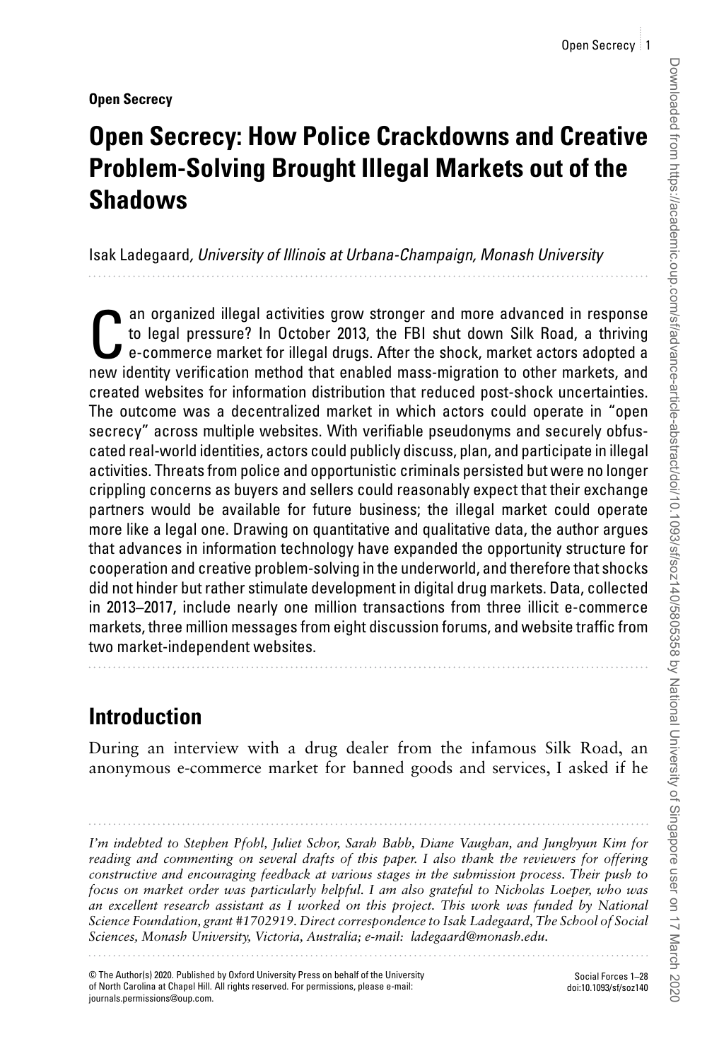**Open Secrecy**

# Open Secrecy: How Police Crackdowns and Creative Problem-Solving Brought Illegal Markets out of the Shadows

Isak Ladegaard, *University of Illinois at Urbana-Champaign, Monash University*

Can organized illegal activities grow stronger and more advanced in response to legal pressure? In October 2013, the FBI shut down Silk Road, a thriving e-commerce market for illegal drugs. After the shock, market actors adopted a new identity verification method that enabled mass-migration to other markets, and created websites for information distribution that reduced post-shock uncertainties. The outcome was a decentralized market in which actors could operate in "open secrecy" across multiple websites. With verifiable pseudonyms and securely obfuscated real-world identities, actors could publicly discuss, plan, and participate in illegal activities. Threats from police and opportunistic criminals persisted but were no longer crippling concerns as buyers and sellers could reasonably expect that their exchange partners would be available for future business; the illegal market could operate more like a legal one. Drawing on quantitative and qualitative data, the author argues that advances in information technology have expanded the opportunity structure for cooperation and creative problem-solving in the underworld, and therefore that shocks did not hinder but rather stimulate development in digital drug markets. Data, collected in 2013–2017, include nearly one million transactions from three illicit e-commerce markets, three million messages from eight discussion forums, and website traffic from two market-independent websites.

## Introduction

During an interview with a drug dealer from the infamous Silk Road, an anonymous e-commerce market for banned goods and services, I asked if he

*I'm indebted to Stephen Pfohl, Juliet Schor, Sarah Babb, Diane Vaughan, and Junghyun Kim for reading and commenting on several drafts of this paper. I also thank the reviewers for offering constructive and encouraging feedback at various stages in the submission process. Their push to focus on market order was particularly helpful. I am also grateful to Nicholas Loeper, who was an excellent research assistant as I worked on this project. This work was funded by National Science Foundation, grant #1702919. Direct correspondence to Isak Ladegaard, The School of Social Sciences, Monash University, Victoria, Australia; e-mail: ladegaard@monash.edu.*

© The Author(s) 2020. Published by Oxford University Press on behalf of the University of North Carolina at Chapel Hill. All rights reserved. For permissions, please e-mail: journals.permissions@oup.com.

Social Forces 1–28
doi:10.1093/sf/soz140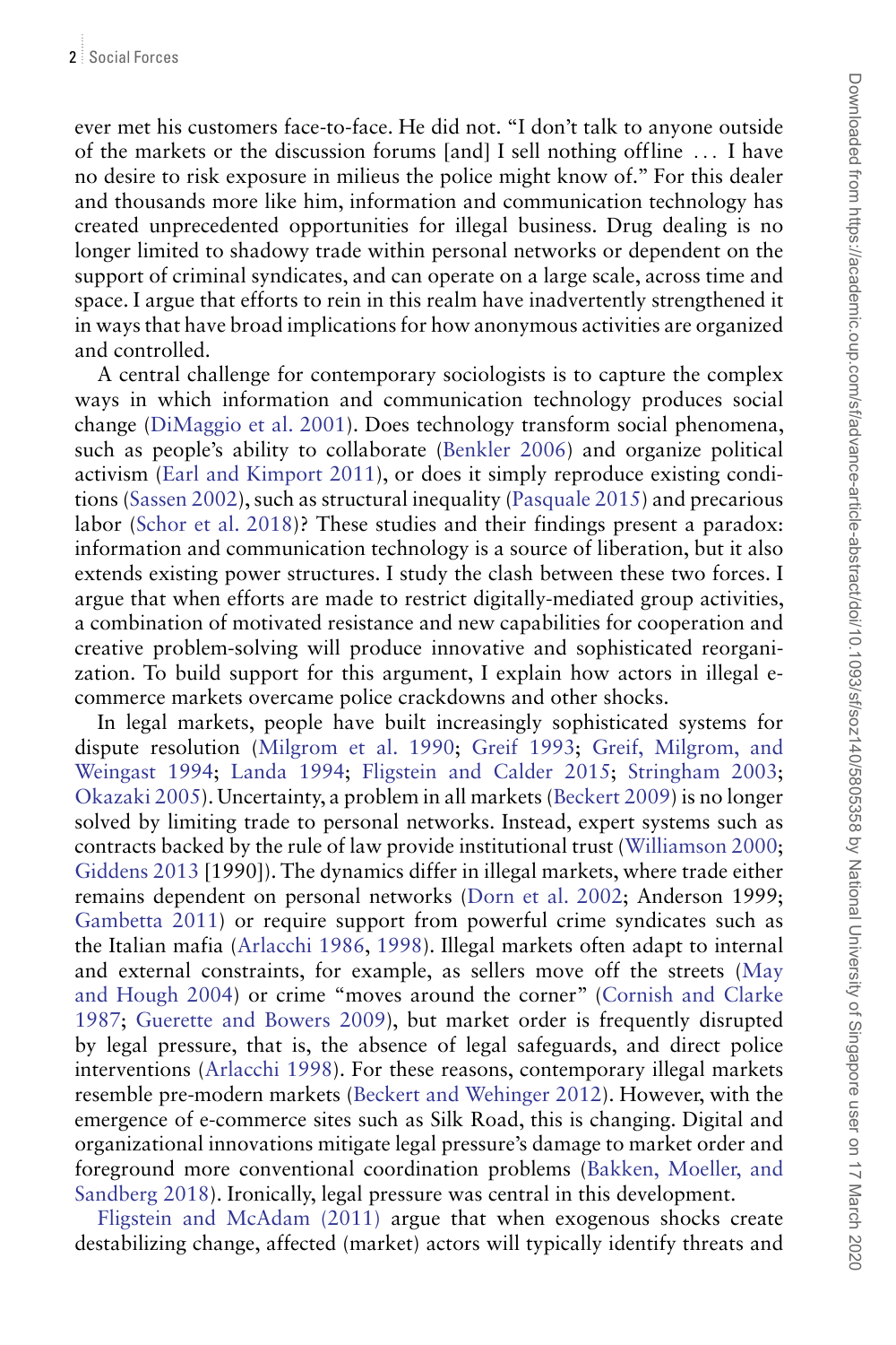ever met his customers face-to-face. He did not. "I don't talk to anyone outside of the markets or the discussion forums [and] I sell nothing offline ... I have no desire to risk exposure in milieus the police might know of." For this dealer and thousands more like him, information and communication technology has created unprecedented opportunities for illegal business. Drug dealing is no longer limited to shadowy trade within personal networks or dependent on the support of criminal syndicates, and can operate on a large scale, across time and space. I argue that efforts to rein in this realm have inadvertently strengthened it in ways that have broad implications for how anonymous activities are organized and controlled.

A central challenge for contemporary sociologists is to capture the complex ways in which information and communication technology produces social change (DiMaggio et al. 2001). Does technology transform social phenomena, such as people's ability to collaborate (Benkler 2006) and organize political activism (Earl and Kimport 2011), or does it simply reproduce existing conditions (Sassen 2002), such as structural inequality (Pasquale 2015) and precarious labor (Schor et al. 2018)? These studies and their findings present a paradox: information and communication technology is a source of liberation, but it also extends existing power structures. I study the clash between these two forces. I argue that when efforts are made to restrict digitally-mediated group activities, a combination of motivated resistance and new capabilities for cooperation and creative problem-solving will produce innovative and sophisticated reorganization. To build support for this argument, I explain how actors in illegal e-commerce markets overcame police crackdowns and other shocks.

In legal markets, people have built increasingly sophisticated systems for dispute resolution (Milgrom et al. 1990; Greif 1993; Greif, Milgrom, and Weingast 1994; Landa 1994; Fligstein and Calder 2015; Stringham 2003; Okazaki 2005). Uncertainty, a problem in all markets (Beckert 2009) is no longer solved by limiting trade to personal networks. Instead, expert systems such as contracts backed by the rule of law provide institutional trust (Williamson 2000; Giddens 2013 [1990]). The dynamics differ in illegal markets, where trade either remains dependent on personal networks (Dorn et al. 2002; Anderson 1999; Gambetta 2011) or require support from powerful crime syndicates such as the Italian mafia (Arlacchi 1986, 1998). Illegal markets often adapt to internal and external constraints, for example, as sellers move off the streets (May and Hough 2004) or crime "moves around the corner" (Cornish and Clarke 1987; Guerette and Bowers 2009), but market order is frequently disrupted by legal pressure, that is, the absence of legal safeguards, and direct police interventions (Arlacchi 1998). For these reasons, contemporary illegal markets resemble pre-modern markets (Beckert and Wehinger 2012). However, with the emergence of e-commerce sites such as Silk Road, this is changing. Digital and organizational innovations mitigate legal pressure's damage to market order and foreground more conventional coordination problems (Bakken, Moeller, and Sandberg 2018). Ironically, legal pressure was central in this development.

Fligstein and McAdam (2011) argue that when exogenous shocks create destabilizing change, affected (market) actors will typically identify threats and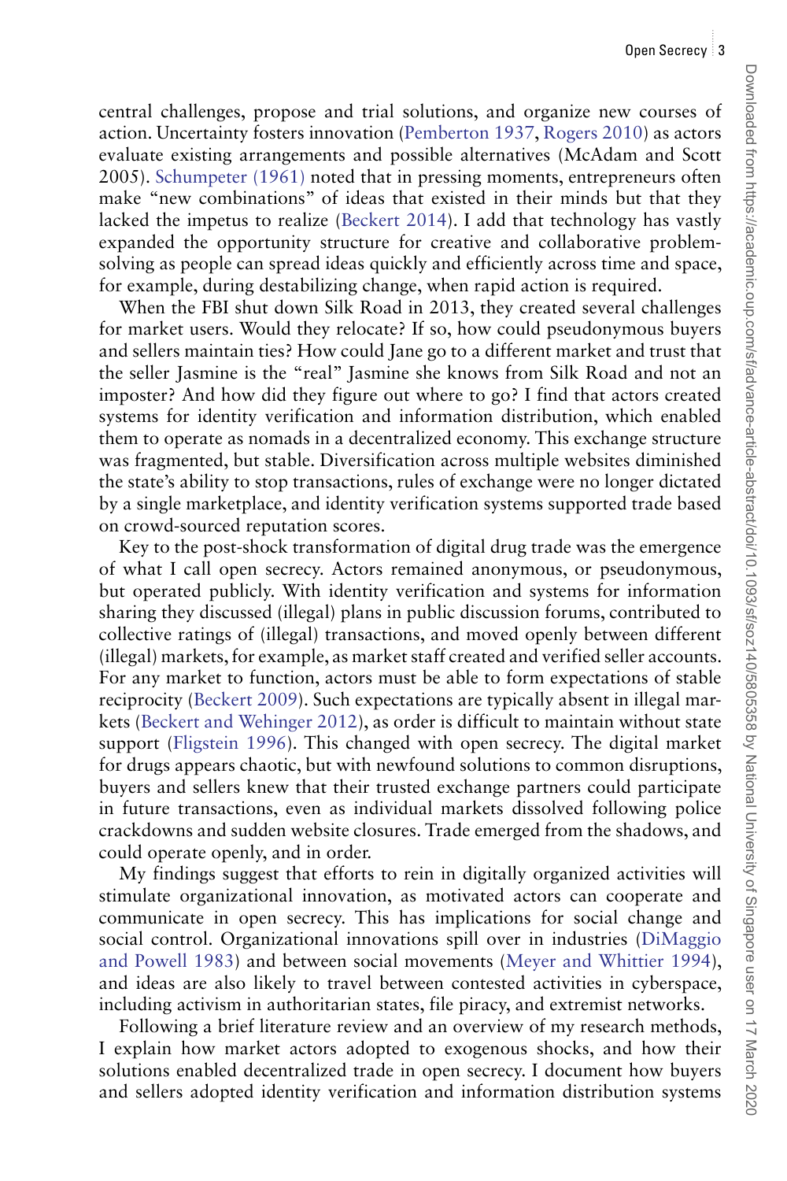central challenges, propose and trial solutions, and organize new courses of action. Uncertainty fosters innovation (Pemberton 1937, Rogers 2010) as actors evaluate existing arrangements and possible alternatives (McAdam and Scott 2005). Schumpeter (1961) noted that in pressing moments, entrepreneurs often make "new combinations" of ideas that existed in their minds but that they lacked the impetus to realize (Beckert 2014). I add that technology has vastly expanded the opportunity structure for creative and collaborative problem-solving as people can spread ideas quickly and efficiently across time and space, for example, during destabilizing change, when rapid action is required.

When the FBI shut down Silk Road in 2013, they created several challenges for market users. Would they relocate? If so, how could pseudonymous buyers and sellers maintain ties? How could Jane go to a different market and trust that the seller Jasmine is the "real" Jasmine she knows from Silk Road and not an imposter? And how did they figure out where to go? I find that actors created systems for identity verification and information distribution, which enabled them to operate as nomads in a decentralized economy. This exchange structure was fragmented, but stable. Diversification across multiple websites diminished the state's ability to stop transactions, rules of exchange were no longer dictated by a single marketplace, and identity verification systems supported trade based on crowd-sourced reputation scores.

Key to the post-shock transformation of digital drug trade was the emergence of what I call open secrecy. Actors remained anonymous, or pseudonymous, but operated publicly. With identity verification and systems for information sharing they discussed (illegal) plans in public discussion forums, contributed to collective ratings of (illegal) transactions, and moved openly between different (illegal) markets, for example, as market staff created and verified seller accounts. For any market to function, actors must be able to form expectations of stable reciprocity (Beckert 2009). Such expectations are typically absent in illegal markets (Beckert and Wehinger 2012), as order is difficult to maintain without state support (Fligstein 1996). This changed with open secrecy. The digital market for drugs appears chaotic, but with newfound solutions to common disruptions, buyers and sellers knew that their trusted exchange partners could participate in future transactions, even as individual markets dissolved following police crackdowns and sudden website closures. Trade emerged from the shadows, and could operate openly, and in order.

My findings suggest that efforts to rein in digitally organized activities will stimulate organizational innovation, as motivated actors can cooperate and communicate in open secrecy. This has implications for social change and social control. Organizational innovations spill over in industries (DiMaggio and Powell 1983) and between social movements (Meyer and Whittier 1994), and ideas are also likely to travel between contested activities in cyberspace, including activism in authoritarian states, file piracy, and extremist networks.

Following a brief literature review and an overview of my research methods, I explain how market actors adopted to exogenous shocks, and how their solutions enabled decentralized trade in open secrecy. I document how buyers and sellers adopted identity verification and information distribution systems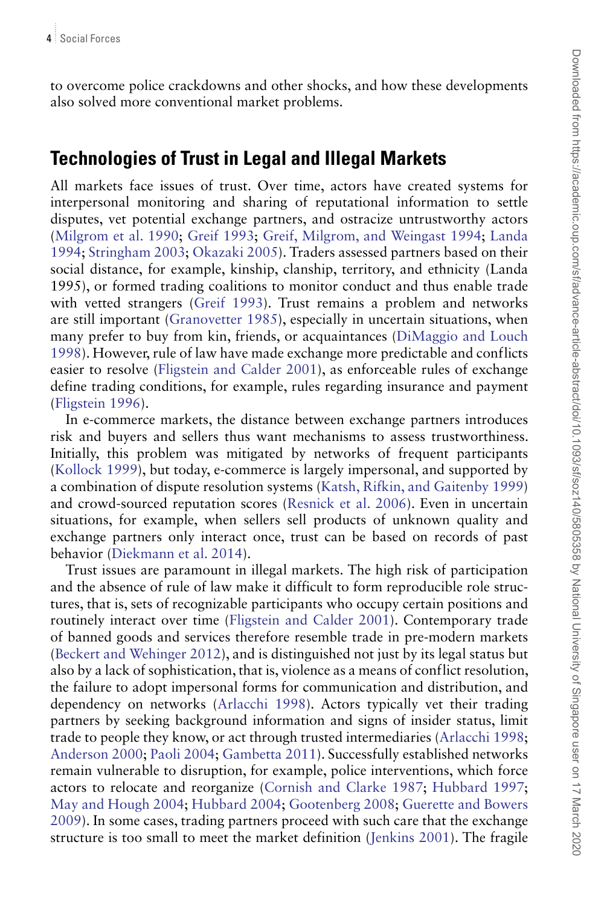to overcome police crackdowns and other shocks, and how these developments also solved more conventional market problems.

## Technologies of Trust in Legal and Illegal Markets

All markets face issues of trust. Over time, actors have created systems for interpersonal monitoring and sharing of reputational information to settle disputes, vet potential exchange partners, and ostracize untrustworthy actors (Milgrom et al. 1990; Greif 1993; Greif, Milgrom, and Weingast 1994; Landa 1994; Stringham 2003; Okazaki 2005). Traders assessed partners based on their social distance, for example, kinship, clanship, territory, and ethnicity (Landa 1995), or formed trading coalitions to monitor conduct and thus enable trade with vetted strangers (Greif 1993). Trust remains a problem and networks are still important (Granovetter 1985), especially in uncertain situations, when many prefer to buy from kin, friends, or acquaintances (DiMaggio and Louch 1998). However, rule of law have made exchange more predictable and conflicts easier to resolve (Fligstein and Calder 2001), as enforceable rules of exchange define trading conditions, for example, rules regarding insurance and payment (Fligstein 1996).

In e-commerce markets, the distance between exchange partners introduces risk and buyers and sellers thus want mechanisms to assess trustworthiness. Initially, this problem was mitigated by networks of frequent participants (Kollock 1999), but today, e-commerce is largely impersonal, and supported by a combination of dispute resolution systems (Katsh, Rifkin, and Gaitenby 1999) and crowd-sourced reputation scores (Resnick et al. 2006). Even in uncertain situations, for example, when sellers sell products of unknown quality and exchange partners only interact once, trust can be based on records of past behavior (Diekmann et al. 2014).

Trust issues are paramount in illegal markets. The high risk of participation and the absence of rule of law make it difficult to form reproducible role structures, that is, sets of recognizable participants who occupy certain positions and routinely interact over time (Fligstein and Calder 2001). Contemporary trade of banned goods and services therefore resemble trade in pre-modern markets (Beckert and Wehinger 2012), and is distinguished not just by its legal status but also by a lack of sophistication, that is, violence as a means of conflict resolution, the failure to adopt impersonal forms for communication and distribution, and dependency on networks (Arlacchi 1998). Actors typically vet their trading partners by seeking background information and signs of insider status, limit trade to people they know, or act through trusted intermediaries (Arlacchi 1998; Anderson 2000; Paoli 2004; Gambetta 2011). Successfully established networks remain vulnerable to disruption, for example, police interventions, which force actors to relocate and reorganize (Cornish and Clarke 1987; Hubbard 1997; May and Hough 2004; Hubbard 2004; Gootenberg 2008; Guerette and Bowers 2009). In some cases, trading partners proceed with such care that the exchange structure is too small to meet the market definition (Jenkins 2001). The fragile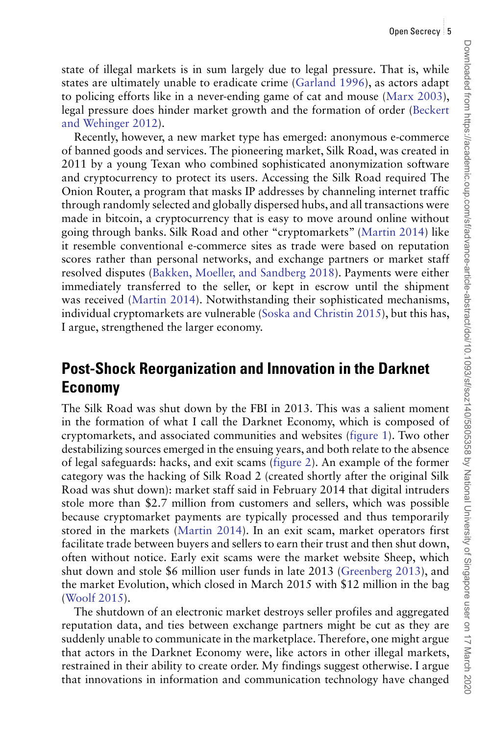state of illegal markets is in sum largely due to legal pressure. That is, while states are ultimately unable to eradicate crime (Garland 1996), as actors adapt to policing efforts like in a never-ending game of cat and mouse (Marx 2003), legal pressure does hinder market growth and the formation of order (Beckert and Wehinger 2012).

Recently, however, a new market type has emerged: anonymous e-commerce of banned goods and services. The pioneering market, Silk Road, was created in 2011 by a young Texan who combined sophisticated anonymization software and cryptocurrency to protect its users. Accessing the Silk Road required The Onion Router, a program that masks IP addresses by channeling internet traffic through randomly selected and globally dispersed hubs, and all transactions were made in bitcoin, a cryptocurrency that is easy to move around online without going through banks. Silk Road and other "cryptomarkets" (Martin 2014) like it resemble conventional e-commerce sites as trade were based on reputation scores rather than personal networks, and exchange partners or market staff resolved disputes (Bakken, Moeller, and Sandberg 2018). Payments were either immediately transferred to the seller, or kept in escrow until the shipment was received (Martin 2014). Notwithstanding their sophisticated mechanisms, individual cryptomarkets are vulnerable (Soska and Christin 2015), but this has, I argue, strengthened the larger economy.

## Post-Shock Reorganization and Innovation in the Darknet Economy

The Silk Road was shut down by the FBI in 2013. This was a salient moment in the formation of what I call the Darknet Economy, which is composed of cryptomarkets, and associated communities and websites (figure 1). Two other destabilizing sources emerged in the ensuing years, and both relate to the absence of legal safeguards: hacks, and exit scams (figure 2). An example of the former category was the hacking of Silk Road 2 (created shortly after the original Silk Road was shut down): market staff said in February 2014 that digital intruders stole more than $2.7 million from customers and sellers, which was possible because cryptomarket payments are typically processed and thus temporarily stored in the markets (Martin 2014). In an exit scam, market operators first facilitate trade between buyers and sellers to earn their trust and then shut down, often without notice. Early exit scams were the market website Sheep, which shut down and stole $6 million user funds in late 2013 (Greenberg 2013), and the market Evolution, which closed in March 2015 with $12 million in the bag (Woolf 2015).

The shutdown of an electronic market destroys seller profiles and aggregated reputation data, and ties between exchange partners might be cut as they are suddenly unable to communicate in the marketplace. Therefore, one might argue that actors in the Darknet Economy were, like actors in other illegal markets, restrained in their ability to create order. My findings suggest otherwise. I argue that innovations in information and communication technology have changed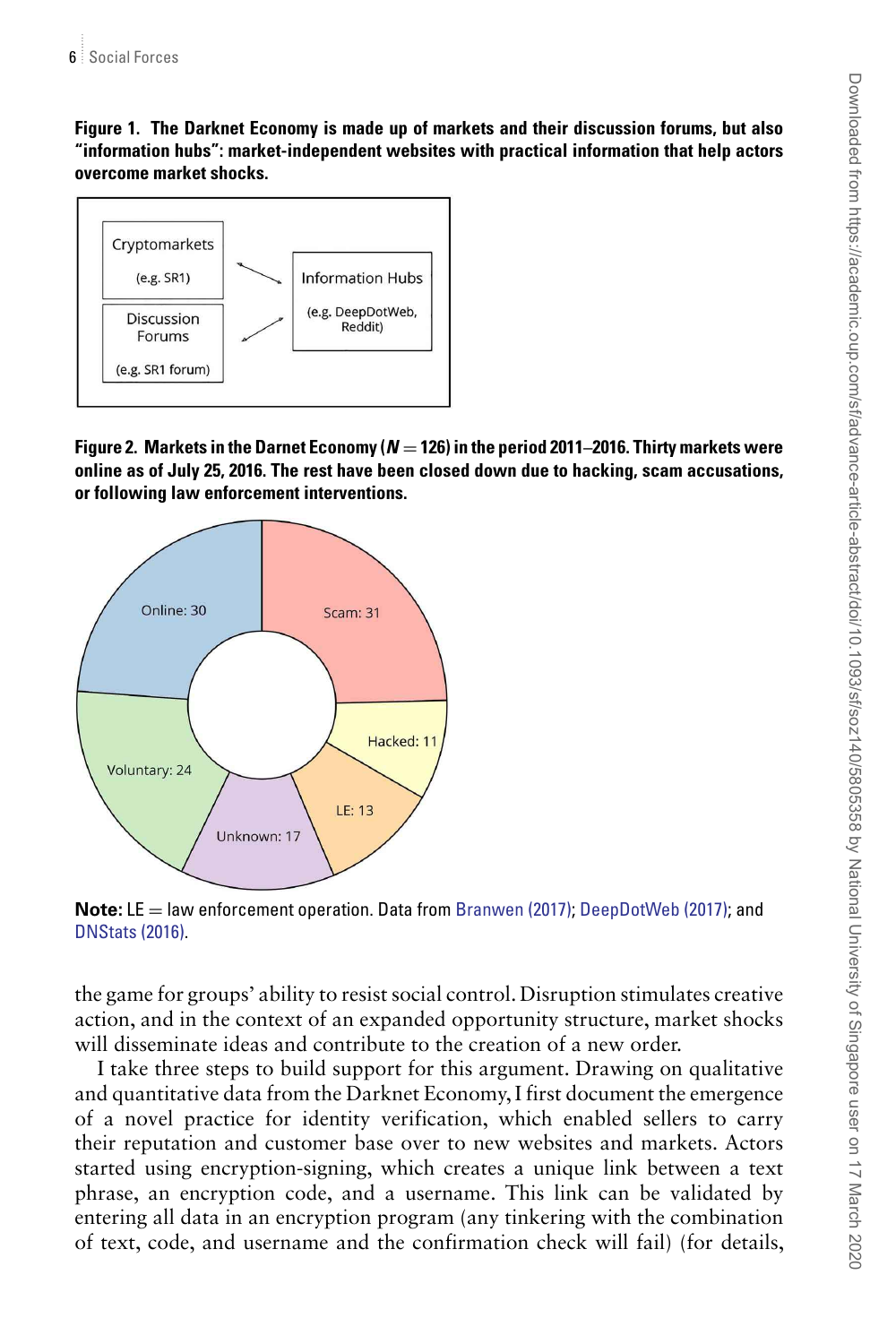**Figure 1. The Darknet Economy is made up of markets and their discussion forums, but also "information hubs": market-independent websites with practical information that help actors overcome market shocks.**

**Figure 2. Markets in the Darnet Economy ($N = 126$) in the period 2011–2016. Thirty markets were online as of July 25, 2016. The rest have been closed down due to hacking, scam accusations, or following law enforcement interventions.**

**Note:** LE = law enforcement operation. Data from Branwen (2017); DeepDotWeb (2017); and DNStats (2016).

the game for groups' ability to resist social control. Disruption stimulates creative action, and in the context of an expanded opportunity structure, market shocks will disseminate ideas and contribute to the creation of a new order.

I take three steps to build support for this argument. Drawing on qualitative and quantitative data from the Darknet Economy, I first document the emergence of a novel practice for identity verification, which enabled sellers to carry their reputation and customer base over to new websites and markets. Actors started using encryption-signing, which creates a unique link between a text phrase, an encryption code, and a username. This link can be validated by entering all data in an encryption program (any tinkering with the combination of text, code, and username and the confirmation check will fail) (for details,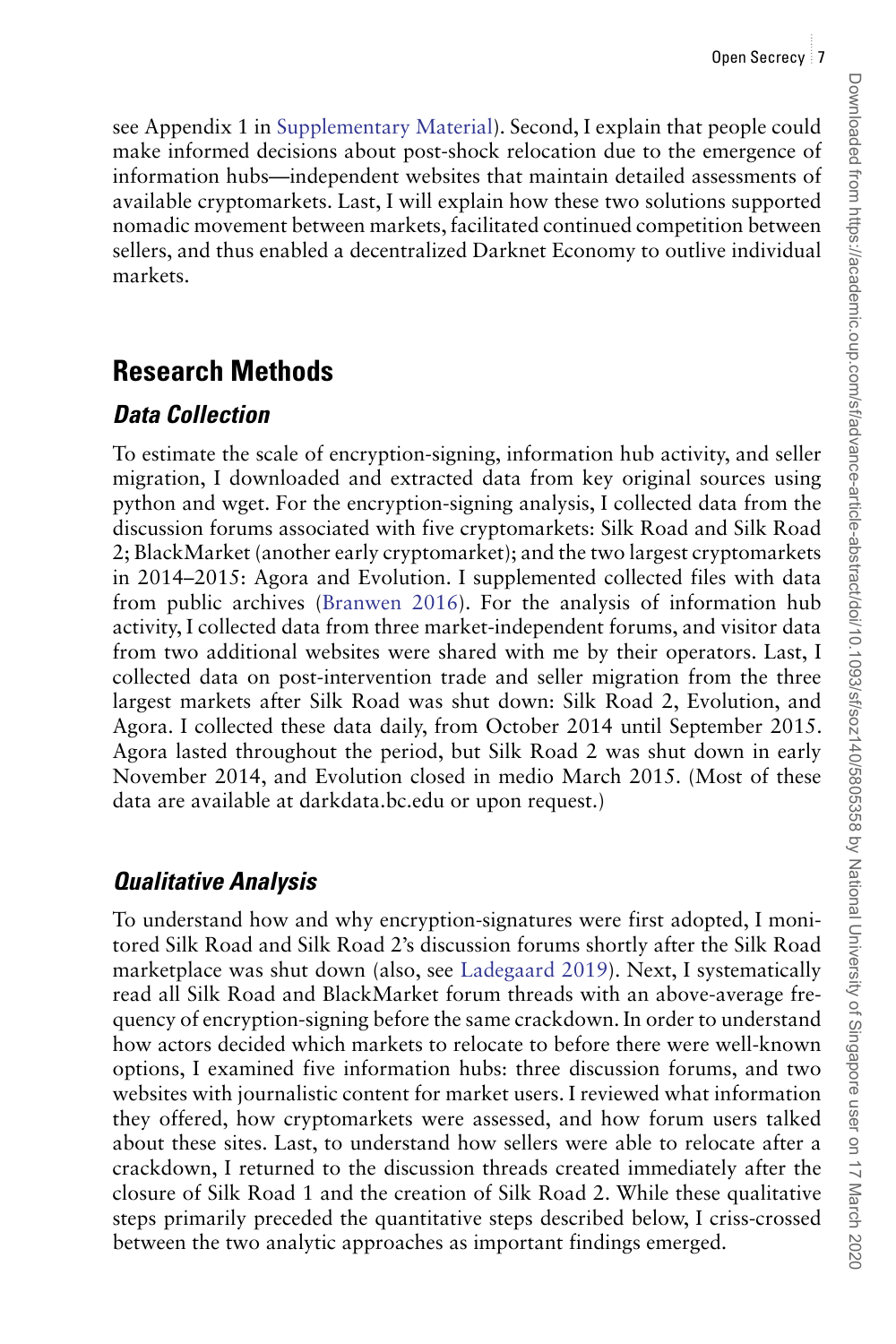see Appendix 1 in Supplementary Material). Second, I explain that people could make informed decisions about post-shock relocation due to the emergence of information hubs—independent websites that maintain detailed assessments of available cryptomarkets. Last, I will explain how these two solutions supported nomadic movement between markets, facilitated continued competition between sellers, and thus enabled a decentralized Darknet Economy to outlive individual markets.

## Research Methods

### *Data Collection*

To estimate the scale of encryption-signing, information hub activity, and seller migration, I downloaded and extracted data from key original sources using python and wget. For the encryption-signing analysis, I collected data from the discussion forums associated with five cryptomarkets: Silk Road and Silk Road 2; BlackMarket (another early cryptomarket); and the two largest cryptomarkets in 2014–2015: Agora and Evolution. I supplemented collected files with data from public archives (Branwen 2016). For the analysis of information hub activity, I collected data from three market-independent forums, and visitor data from two additional websites were shared with me by their operators. Last, I collected data on post-intervention trade and seller migration from the three largest markets after Silk Road was shut down: Silk Road 2, Evolution, and Agora. I collected these data daily, from October 2014 until September 2015. Agora lasted throughout the period, but Silk Road 2 was shut down in early November 2014, and Evolution closed in medio March 2015. (Most of these data are available at darkdata.bc.edu or upon request.)

### *Qualitative Analysis*

To understand how and why encryption-signatures were first adopted, I monitored Silk Road and Silk Road 2's discussion forums shortly after the Silk Road marketplace was shut down (also, see Ladegaard 2019). Next, I systematically read all Silk Road and BlackMarket forum threads with an above-average frequency of encryption-signing before the same crackdown. In order to understand how actors decided which markets to relocate to before there were well-known options, I examined five information hubs: three discussion forums, and two websites with journalistic content for market users. I reviewed what information they offered, how cryptomarkets were assessed, and how forum users talked about these sites. Last, to understand how sellers were able to relocate after a crackdown, I returned to the discussion threads created immediately after the closure of Silk Road 1 and the creation of Silk Road 2. While these qualitative steps primarily preceded the quantitative steps described below, I criss-crossed between the two analytic approaches as important findings emerged.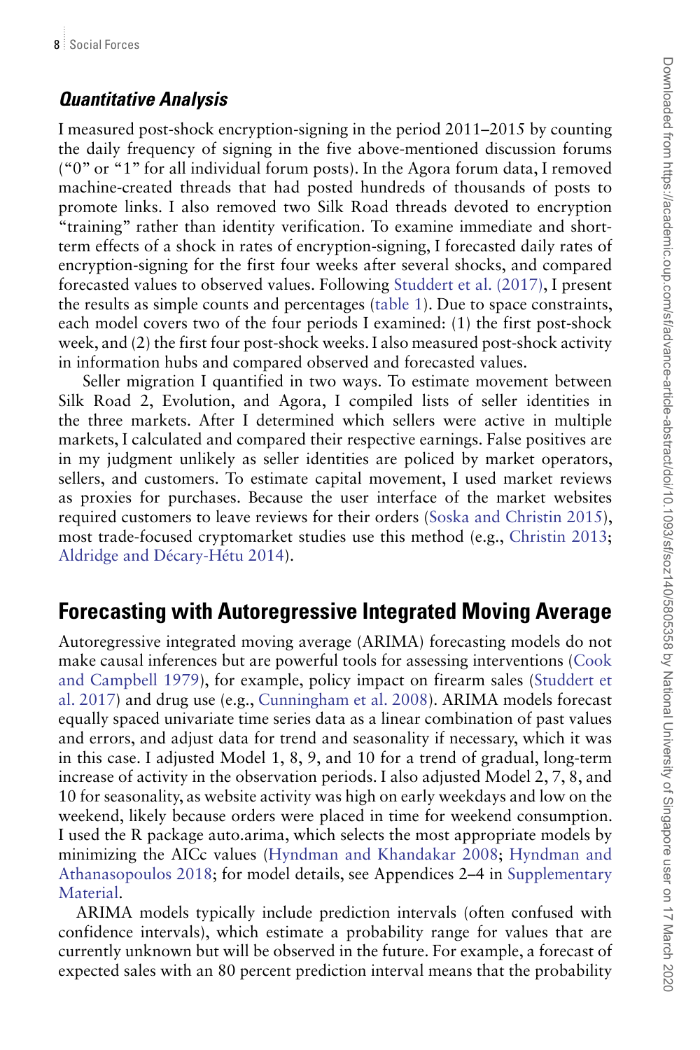### *Quantitative Analysis*

I measured post-shock encryption-signing in the period 2011–2015 by counting the daily frequency of signing in the five above-mentioned discussion forums ("0" or "1" for all individual forum posts). In the Agora forum data, I removed machine-created threads that had posted hundreds of thousands of posts to promote links. I also removed two Silk Road threads devoted to encryption "training" rather than identity verification. To examine immediate and short-term effects of a shock in rates of encryption-signing, I forecasted daily rates of encryption-signing for the first four weeks after several shocks, and compared forecasted values to observed values. Following Studdert et al. (2017), I present the results as simple counts and percentages (table 1). Due to space constraints, each model covers two of the four periods I examined: (1) the first post-shock week, and (2) the first four post-shock weeks. I also measured post-shock activity in information hubs and compared observed and forecasted values.

Seller migration I quantified in two ways. To estimate movement between Silk Road 2, Evolution, and Agora, I compiled lists of seller identities in the three markets. After I determined which sellers were active in multiple markets, I calculated and compared their respective earnings. False positives are in my judgment unlikely as seller identities are policed by market operators, sellers, and customers. To estimate capital movement, I used market reviews as proxies for purchases. Because the user interface of the market websites required customers to leave reviews for their orders (Soska and Christin 2015), most trade-focused cryptomarket studies use this method (e.g., Christin 2013; Aldridge and Décary-Hétu 2014).

## Forecasting with Autoregressive Integrated Moving Average

Autoregressive integrated moving average (ARIMA) forecasting models do not make causal inferences but are powerful tools for assessing interventions (Cook and Campbell 1979), for example, policy impact on firearm sales (Studdert et al. 2017) and drug use (e.g., Cunningham et al. 2008). ARIMA models forecast equally spaced univariate time series data as a linear combination of past values and errors, and adjust data for trend and seasonality if necessary, which it was in this case. I adjusted Model 1, 8, 9, and 10 for a trend of gradual, long-term increase of activity in the observation periods. I also adjusted Model 2, 7, 8, and 10 for seasonality, as website activity was high on early weekdays and low on the weekend, likely because orders were placed in time for weekend consumption. I used the R package auto.arima, which selects the most appropriate models by minimizing the AICc values (Hyndman and Khandakar 2008; Hyndman and Athanasopoulos 2018; for model details, see Appendices 2–4 in Supplementary Material.

ARIMA models typically include prediction intervals (often confused with confidence intervals), which estimate a probability range for values that are currently unknown but will be observed in the future. For example, a forecast of expected sales with an 80 percent prediction interval means that the probability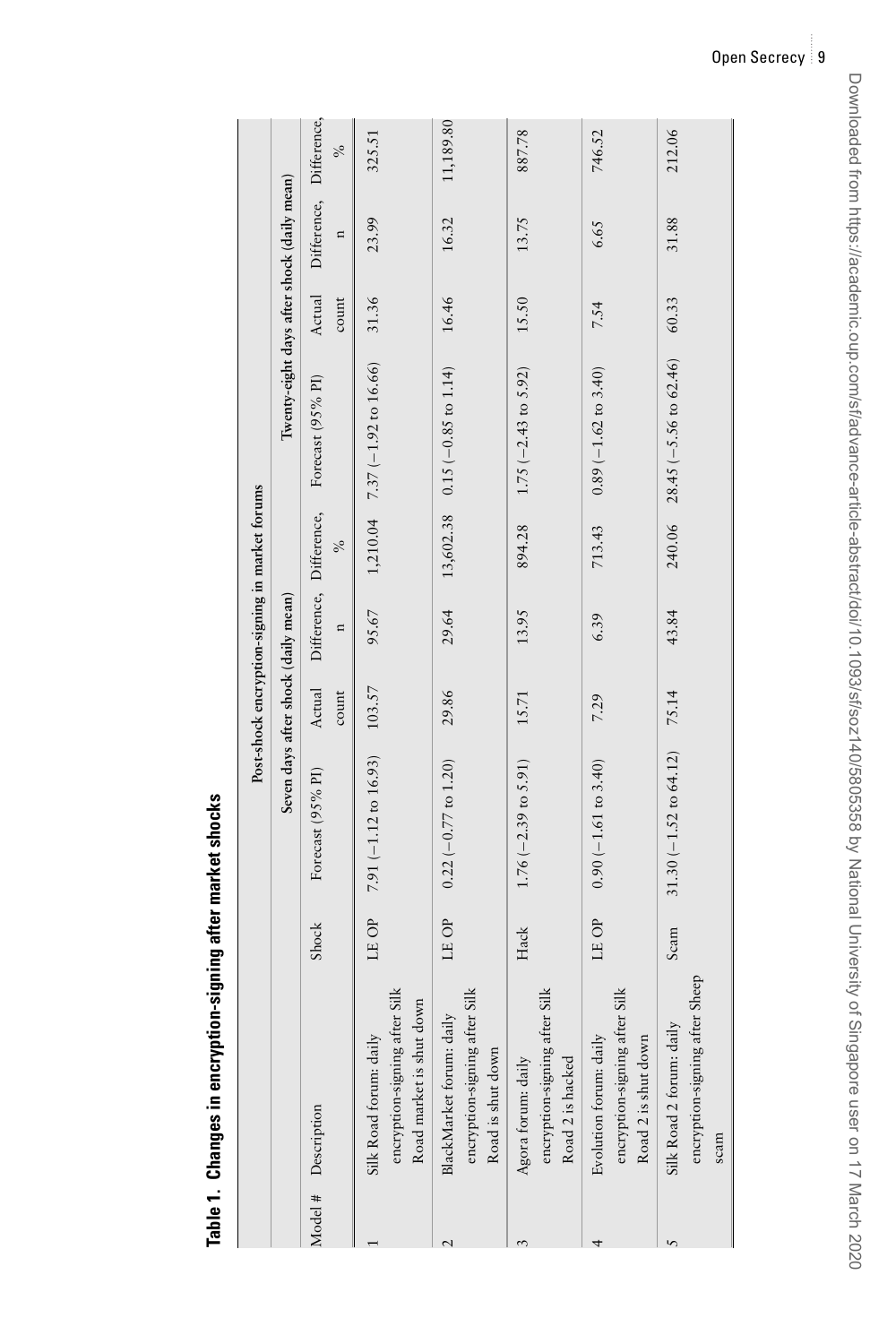**Table 1. Changes in encryption-signing after market shocks**

| | | | Post-shock encryption-signing in market forums | | | | | | | |
|---|---|---|---|---|---|---|---|---|---|---|
| | | | Seven days after shock (daily mean) | | | | Twenty-eight days after shock (daily mean) | | | |
| Model # | Description | Shock | Forecast (95% PI) | Actual count | Difference, n | Difference, % | Forecast (95% PI) | Actual count | Difference, n | Difference, % |
| 1 | Silk Road forum: daily encryption-signing after Silk Road market is shut down | LE OP | 7.91 (−1.12 to 16.93) | 103.57 | 95.67 | 1,210.04 | 7.37 (−1.92 to 16.66) | 31.36 | 23.99 | 325.51 |
| 2 | BlackMarket forum: daily encryption-signing after Silk Road is shut down | LE OP | 0.22 (−0.77 to 1.20) | 29.86 | 29.64 | 13,602.38 | 0.15 (−0.85 to 1.14) | 16.46 | 16.32 | 11,189.80 |
| 3 | Agora forum: daily encryption-signing after Silk Road 2 is hacked | Hack | 1.76 (−2.39 to 5.91) | 15.71 | 13.95 | 894.28 | 1.75 (−2.43 to 5.92) | 15.50 | 13.75 | 887.78 |
| 4 | Evolution forum: daily encryption-signing after Silk Road 2 is shut down | LE OP | 0.90 (−1.61 to 3.40) | 7.29 | 6.39 | 713.43 | 0.89 (−1.62 to 3.40) | 7.54 | 6.65 | 746.52 |
| 5 | Silk Road 2 forum: daily encryption-signing after Sheep scam | Scam | 31.30 (−1.52 to 64.12) | 75.14 | 43.84 | 240.06 | 28.45 (−5.56 to 62.46) | 60.33 | 31.88 | 212.06 |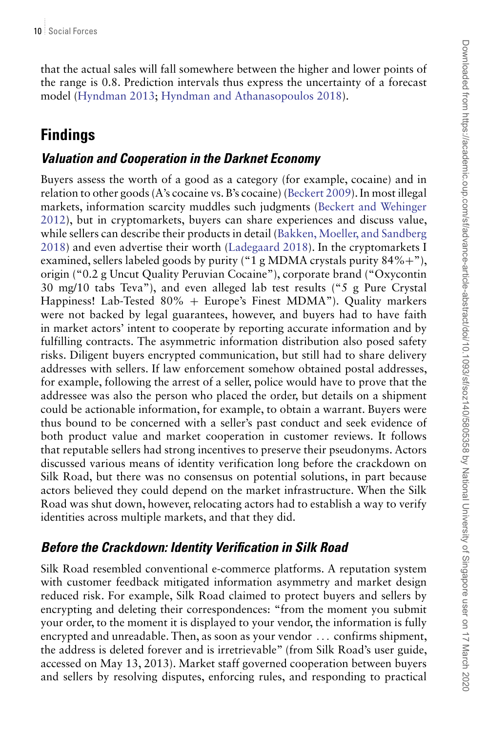that the actual sales will fall somewhere between the higher and lower points of the range is 0.8. Prediction intervals thus express the uncertainty of a forecast model (Hyndman 2013; Hyndman and Athanasopoulos 2018).

## Findings

### *Valuation and Cooperation in the Darknet Economy*

Buyers assess the worth of a good as a category (for example, cocaine) and in relation to other goods (A's cocaine vs. B's cocaine) (Beckert 2009). In most illegal markets, information scarcity muddles such judgments (Beckert and Wehinger 2012), but in cryptomarkets, buyers can share experiences and discuss value, while sellers can describe their products in detail (Bakken, Moeller, and Sandberg 2018) and even advertise their worth (Ladegaard 2018). In the cryptomarkets I examined, sellers labeled goods by purity ("1 g MDMA crystals purity 84%+"), origin ("0.2 g Uncut Quality Peruvian Cocaine"), corporate brand ("Oxycontin 30 mg/10 tabs Teva"), and even alleged lab test results ("5 g Pure Crystal Happiness! Lab-Tested 80% + Europe's Finest MDMA"). Quality markers were not backed by legal guarantees, however, and buyers had to have faith in market actors' intent to cooperate by reporting accurate information and by fulfilling contracts. The asymmetric information distribution also posed safety risks. Diligent buyers encrypted communication, but still had to share delivery addresses with sellers. If law enforcement somehow obtained postal addresses, for example, following the arrest of a seller, police would have to prove that the addressee was also the person who placed the order, but details on a shipment could be actionable information, for example, to obtain a warrant. Buyers were thus bound to be concerned with a seller's past conduct and seek evidence of both product value and market cooperation in customer reviews. It follows that reputable sellers had strong incentives to preserve their pseudonyms. Actors discussed various means of identity verification long before the crackdown on Silk Road, but there was no consensus on potential solutions, in part because actors believed they could depend on the market infrastructure. When the Silk Road was shut down, however, relocating actors had to establish a way to verify identities across multiple markets, and that they did.

### *Before the Crackdown: Identity Verification in Silk Road*

Silk Road resembled conventional e-commerce platforms. A reputation system with customer feedback mitigated information asymmetry and market design reduced risk. For example, Silk Road claimed to protect buyers and sellers by encrypting and deleting their correspondences: "from the moment you submit your order, to the moment it is displayed to your vendor, the information is fully encrypted and unreadable. Then, as soon as your vendor … confirms shipment, the address is deleted forever and is irretrievable" (from Silk Road's user guide, accessed on May 13, 2013). Market staff governed cooperation between buyers and sellers by resolving disputes, enforcing rules, and responding to practical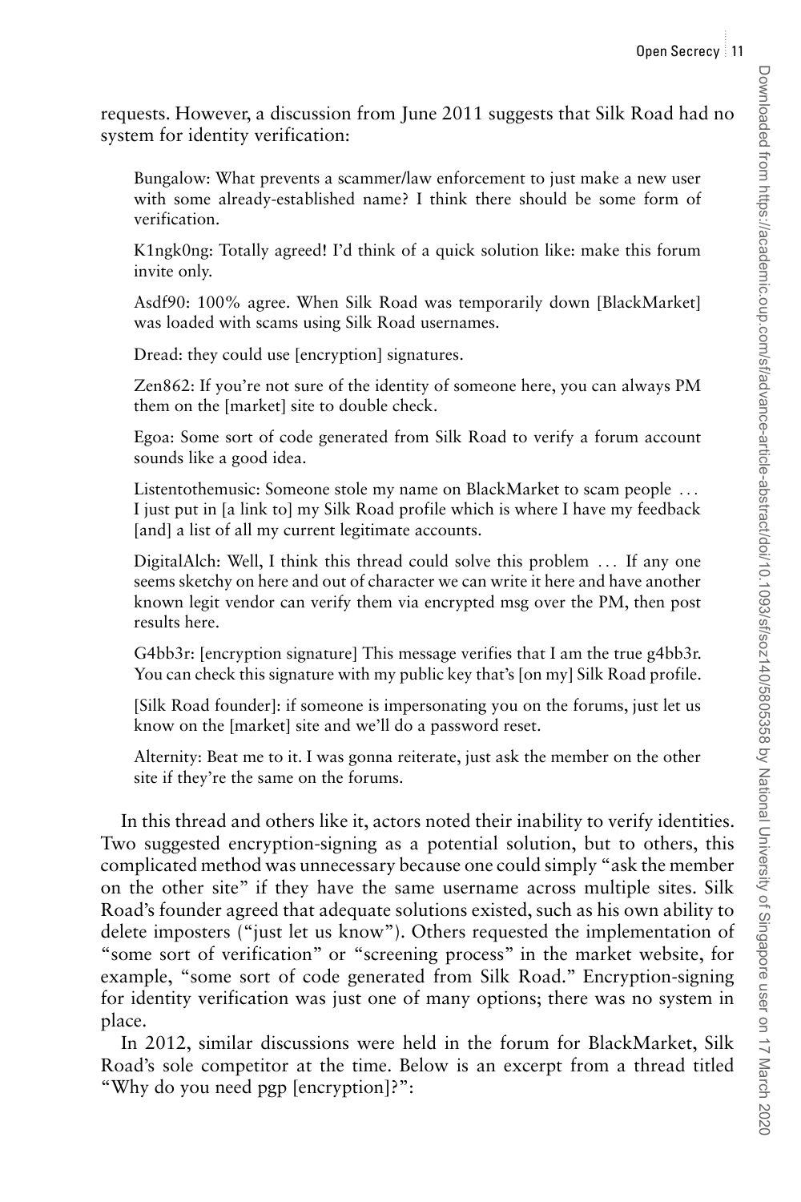requests. However, a discussion from June 2011 suggests that Silk Road had no system for identity verification:

> Bungalow: What prevents a scammer/law enforcement to just make a new user with some already-established name? I think there should be some form of verification.
>
> K1ngk0ng: Totally agreed! I'd think of a quick solution like: make this forum invite only.
>
> Asdf90: 100% agree. When Silk Road was temporarily down [BlackMarket] was loaded with scams using Silk Road usernames.
>
> Dread: they could use [encryption] signatures.
>
> Zen862: If you're not sure of the identity of someone here, you can always PM them on the [market] site to double check.
>
> Egoa: Some sort of code generated from Silk Road to verify a forum account sounds like a good idea.
>
> Listentothemusic: Someone stole my name on BlackMarket to scam people ... I just put in [a link to] my Silk Road profile which is where I have my feedback [and] a list of all my current legitimate accounts.
>
> DigitalAlch: Well, I think this thread could solve this problem ... If any one seems sketchy on here and out of character we can write it here and have another known legit vendor can verify them via encrypted msg over the PM, then post results here.
>
> G4bb3r: [encryption signature] This message verifies that I am the true g4bb3r. You can check this signature with my public key that's [on my] Silk Road profile.
>
> [Silk Road founder]: if someone is impersonating you on the forums, just let us know on the [market] site and we'll do a password reset.
>
> Alternity: Beat me to it. I was gonna reiterate, just ask the member on the other site if they're the same on the forums.

In this thread and others like it, actors noted their inability to verify identities. Two suggested encryption-signing as a potential solution, but to others, this complicated method was unnecessary because one could simply "ask the member on the other site" if they have the same username across multiple sites. Silk Road's founder agreed that adequate solutions existed, such as his own ability to delete imposters ("just let us know"). Others requested the implementation of "some sort of verification" or "screening process" in the market website, for example, "some sort of code generated from Silk Road." Encryption-signing for identity verification was just one of many options; there was no system in place.

In 2012, similar discussions were held in the forum for BlackMarket, Silk Road's sole competitor at the time. Below is an excerpt from a thread titled "Why do you need pgp [encryption]?":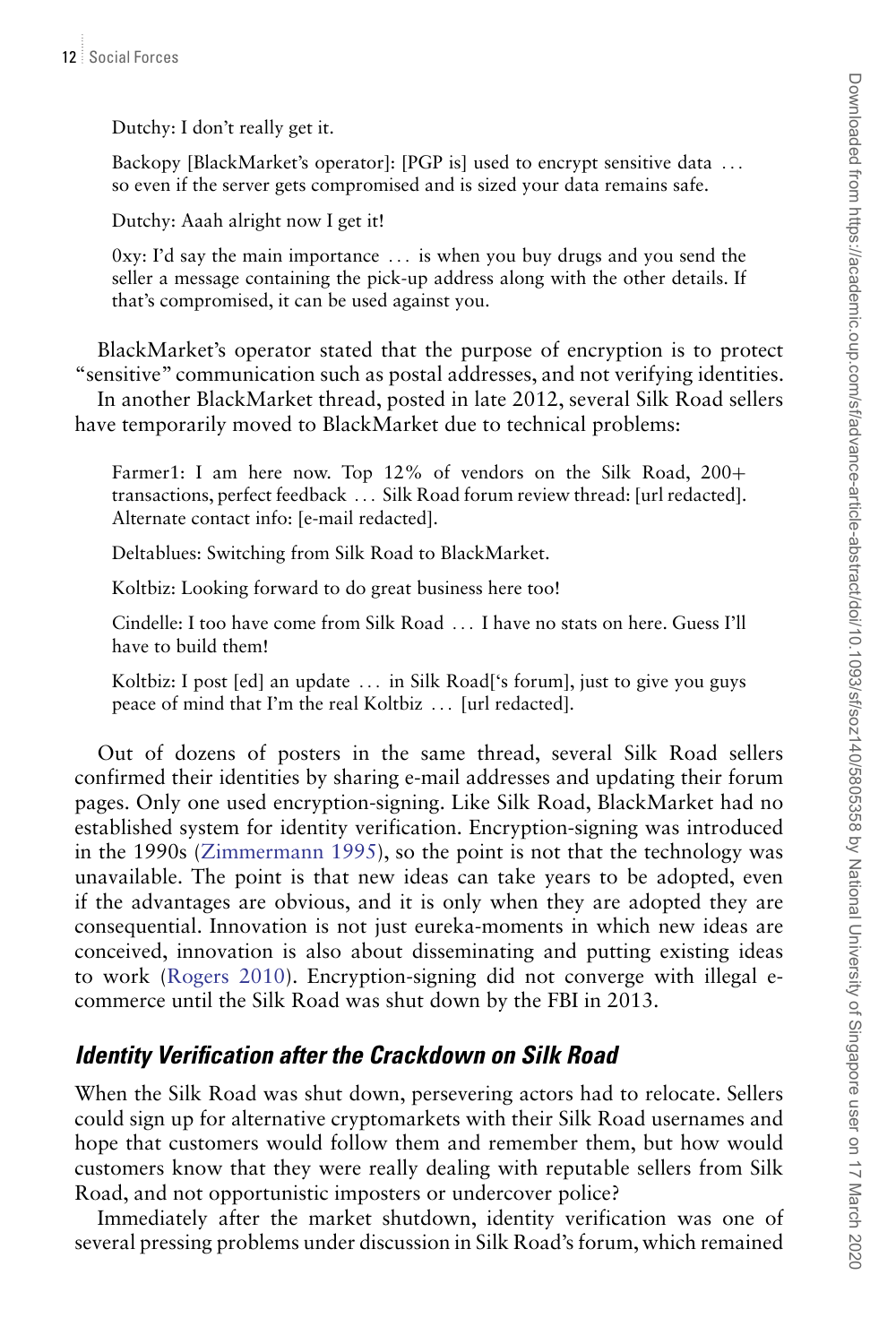> Dutchy: I don't really get it.
>
> Backopy [BlackMarket's operator]: [PGP is] used to encrypt sensitive data … so even if the server gets compromised and is sized your data remains safe.
>
> Dutchy: Aaah alright now I get it!
>
> 0xy: I'd say the main importance … is when you buy drugs and you send the seller a message containing the pick-up address along with the other details. If that's compromised, it can be used against you.

BlackMarket's operator stated that the purpose of encryption is to protect "sensitive" communication such as postal addresses, and not verifying identities.

In another BlackMarket thread, posted in late 2012, several Silk Road sellers have temporarily moved to BlackMarket due to technical problems:

> Farmer1: I am here now. Top 12% of vendors on the Silk Road, 200+ transactions, perfect feedback … Silk Road forum review thread: [url redacted]. Alternate contact info: [e-mail redacted].
>
> Deltablues: Switching from Silk Road to BlackMarket.
>
> Koltbiz: Looking forward to do great business here too!
>
> Cindelle: I too have come from Silk Road … I have no stats on here. Guess I'll have to build them!
>
> Koltbiz: I post [ed] an update … in Silk Road['s forum], just to give you guys peace of mind that I'm the real Koltbiz … [url redacted].

Out of dozens of posters in the same thread, several Silk Road sellers confirmed their identities by sharing e-mail addresses and updating their forum pages. Only one used encryption-signing. Like Silk Road, BlackMarket had no established system for identity verification. Encryption-signing was introduced in the 1990s (Zimmermann 1995), so the point is not that the technology was unavailable. The point is that new ideas can take years to be adopted, even if the advantages are obvious, and it is only when they are adopted they are consequential. Innovation is not just eureka-moments in which new ideas are conceived, innovation is also about disseminating and putting existing ideas to work (Rogers 2010). Encryption-signing did not converge with illegal e-commerce until the Silk Road was shut down by the FBI in 2013.

### *Identity Verification after the Crackdown on Silk Road*

When the Silk Road was shut down, persevering actors had to relocate. Sellers could sign up for alternative cryptomarkets with their Silk Road usernames and hope that customers would follow them and remember them, but how would customers know that they were really dealing with reputable sellers from Silk Road, and not opportunistic imposters or undercover police?

Immediately after the market shutdown, identity verification was one of several pressing problems under discussion in Silk Road's forum, which remained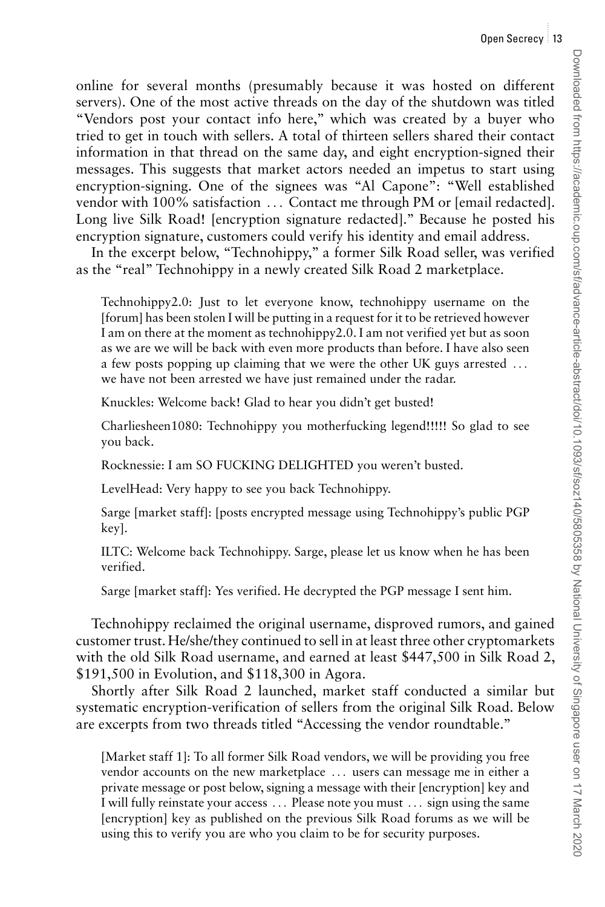online for several months (presumably because it was hosted on different servers). One of the most active threads on the day of the shutdown was titled "Vendors post your contact info here," which was created by a buyer who tried to get in touch with sellers. A total of thirteen sellers shared their contact information in that thread on the same day, and eight encryption-signed their messages. This suggests that market actors needed an impetus to start using encryption-signing. One of the signees was "Al Capone": "Well established vendor with 100% satisfaction ... Contact me through PM or [email redacted]. Long live Silk Road! [encryption signature redacted]." Because he posted his encryption signature, customers could verify his identity and email address.

In the excerpt below, "Technohippy," a former Silk Road seller, was verified as the "real" Technohippy in a newly created Silk Road 2 marketplace.

> Technohippy2.0: Just to let everyone know, technohippy username on the [forum] has been stolen I will be putting in a request for it to be retrieved however I am on there at the moment as technohippy2.0. I am not verified yet but as soon as we are we will be back with even more products than before. I have also seen a few posts popping up claiming that we were the other UK guys arrested ... we have not been arrested we have just remained under the radar.
>
> Knuckles: Welcome back! Glad to hear you didn't get busted!
>
> Charliesheen1080: Technohippy you motherfucking legend!!!!! So glad to see you back.
>
> Rocknessie: I am SO FUCKING DELIGHTED you weren't busted.
>
> LevelHead: Very happy to see you back Technohippy.
>
> Sarge [market staff]: [posts encrypted message using Technohippy's public PGP key].
>
> ILTC: Welcome back Technohippy. Sarge, please let us know when he has been verified.
>
> Sarge [market staff]: Yes verified. He decrypted the PGP message I sent him.

Technohippy reclaimed the original username, disproved rumors, and gained customer trust. He/she/they continued to sell in at least three other cryptomarkets with the old Silk Road username, and earned at least $447,500 in Silk Road 2, $191,500 in Evolution, and $118,300 in Agora.

Shortly after Silk Road 2 launched, market staff conducted a similar but systematic encryption-verification of sellers from the original Silk Road. Below are excerpts from two threads titled "Accessing the vendor roundtable."

> [Market staff 1]: To all former Silk Road vendors, we will be providing you free vendor accounts on the new marketplace ... users can message me in either a private message or post below, signing a message with their [encryption] key and I will fully reinstate your access ... Please note you must ... sign using the same [encryption] key as published on the previous Silk Road forums as we will be using this to verify you are who you claim to be for security purposes.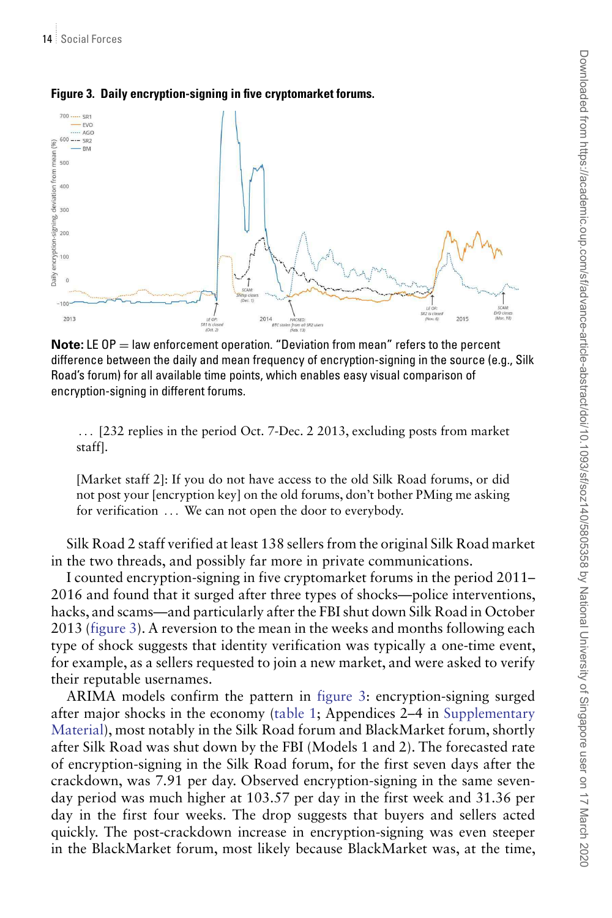**Figure 3. Daily encryption-signing in five cryptomarket forums.**

**Note:** LE OP = law enforcement operation. "Deviation from mean" refers to the percent difference between the daily and mean frequency of encryption-signing in the source (e.g., Silk Road's forum) for all available time points, which enables easy visual comparison of encryption-signing in different forums.

> … [232 replies in the period Oct. 7-Dec. 2 2013, excluding posts from market staff].
>
> [Market staff 2]: If you do not have access to the old Silk Road forums, or did not post your [encryption key] on the old forums, don't bother PMing me asking for verification … We can not open the door to everybody.

Silk Road 2 staff verified at least 138 sellers from the original Silk Road market in the two threads, and possibly far more in private communications.

I counted encryption-signing in five cryptomarket forums in the period 2011–2016 and found that it surged after three types of shocks—police interventions, hacks, and scams—and particularly after the FBI shut down Silk Road in October 2013 (figure 3). A reversion to the mean in the weeks and months following each type of shock suggests that identity verification was typically a one-time event, for example, as a sellers requested to join a new market, and were asked to verify their reputable usernames.

ARIMA models confirm the pattern in figure 3: encryption-signing surged after major shocks in the economy (table 1; Appendices 2–4 in Supplementary Material), most notably in the Silk Road forum and BlackMarket forum, shortly after Silk Road was shut down by the FBI (Models 1 and 2). The forecasted rate of encryption-signing in the Silk Road forum, for the first seven days after the crackdown, was 7.91 per day. Observed encryption-signing in the same seven-day period was much higher at 103.57 per day in the first week and 31.36 per day in the first four weeks. The drop suggests that buyers and sellers acted quickly. The post-crackdown increase in encryption-signing was even steeper in the BlackMarket forum, most likely because BlackMarket was, at the time,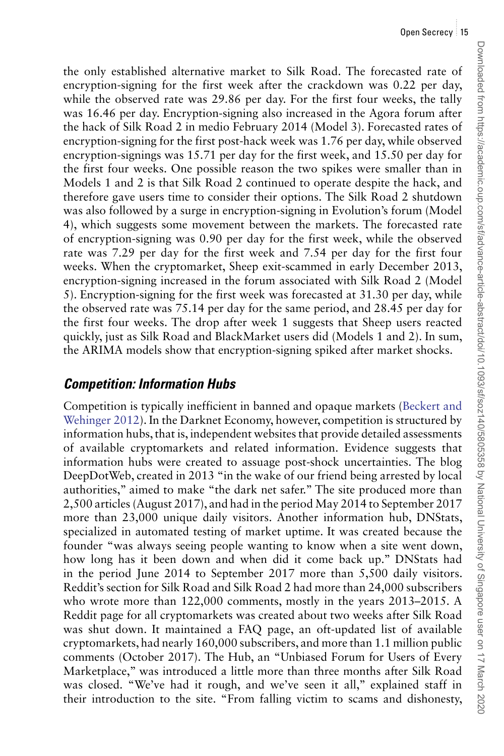the only established alternative market to Silk Road. The forecasted rate of encryption-signing for the first week after the crackdown was 0.22 per day, while the observed rate was 29.86 per day. For the first four weeks, the tally was 16.46 per day. Encryption-signing also increased in the Agora forum after the hack of Silk Road 2 in medio February 2014 (Model 3). Forecasted rates of encryption-signing for the first post-hack week was 1.76 per day, while observed encryption-signings was 15.71 per day for the first week, and 15.50 per day for the first four weeks. One possible reason the two spikes were smaller than in Models 1 and 2 is that Silk Road 2 continued to operate despite the hack, and therefore gave users time to consider their options. The Silk Road 2 shutdown was also followed by a surge in encryption-signing in Evolution's forum (Model 4), which suggests some movement between the markets. The forecasted rate of encryption-signing was 0.90 per day for the first week, while the observed rate was 7.29 per day for the first week and 7.54 per day for the first four weeks. When the cryptomarket, Sheep exit-scammed in early December 2013, encryption-signing increased in the forum associated with Silk Road 2 (Model 5). Encryption-signing for the first week was forecasted at 31.30 per day, while the observed rate was 75.14 per day for the same period, and 28.45 per day for the first four weeks. The drop after week 1 suggests that Sheep users reacted quickly, just as Silk Road and BlackMarket users did (Models 1 and 2). In sum, the ARIMA models show that encryption-signing spiked after market shocks.

## *Competition: Information Hubs*

Competition is typically inefficient in banned and opaque markets (Beckert and Wehinger 2012). In the Darknet Economy, however, competition is structured by information hubs, that is, independent websites that provide detailed assessments of available cryptomarkets and related information. Evidence suggests that information hubs were created to assuage post-shock uncertainties. The blog DeepDotWeb, created in 2013 "in the wake of our friend being arrested by local authorities," aimed to make "the dark net safer." The site produced more than 2,500 articles (August 2017), and had in the period May 2014 to September 2017 more than 23,000 unique daily visitors. Another information hub, DNStats, specialized in automated testing of market uptime. It was created because the founder "was always seeing people wanting to know when a site went down, how long has it been down and when did it come back up." DNStats had in the period June 2014 to September 2017 more than 5,500 daily visitors. Reddit's section for Silk Road and Silk Road 2 had more than 24,000 subscribers who wrote more than 122,000 comments, mostly in the years 2013–2015. A Reddit page for all cryptomarkets was created about two weeks after Silk Road was shut down. It maintained a FAQ page, an oft-updated list of available cryptomarkets, had nearly 160,000 subscribers, and more than 1.1 million public comments (October 2017). The Hub, an "Unbiased Forum for Users of Every Marketplace," was introduced a little more than three months after Silk Road was closed. "We've had it rough, and we've seen it all," explained staff in their introduction to the site. "From falling victim to scams and dishonesty,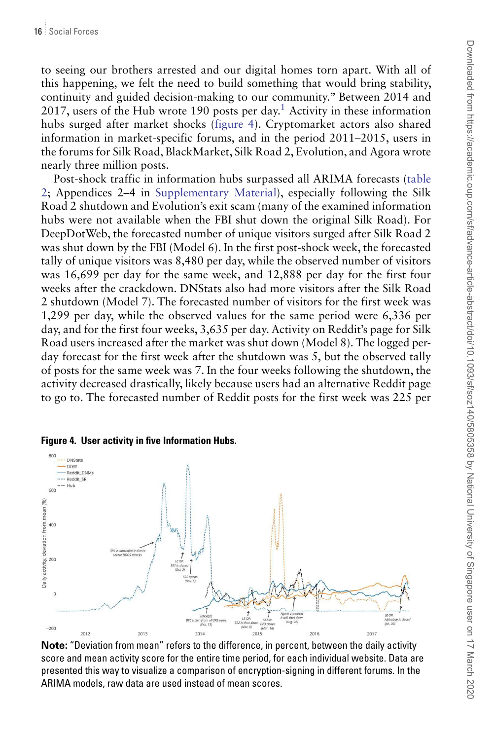to seeing our brothers arrested and our digital homes torn apart. With all of this happening, we felt the need to build something that would bring stability, continuity and guided decision-making to our community." Between 2014 and 2017, users of the Hub wrote 190 posts per day.[1] Activity in these information hubs surged after market shocks (figure 4). Cryptomarket actors also shared information in market-specific forums, and in the period 2011–2015, users in the forums for Silk Road, BlackMarket, Silk Road 2, Evolution, and Agora wrote nearly three million posts.

Post-shock traffic in information hubs surpassed all ARIMA forecasts (table 2; Appendices 2–4 in Supplementary Material), especially following the Silk Road 2 shutdown and Evolution's exit scam (many of the examined information hubs were not available when the FBI shut down the original Silk Road). For DeepDotWeb, the forecasted number of unique visitors surged after Silk Road 2 was shut down by the FBI (Model 6). In the first post-shock week, the forecasted tally of unique visitors was 8,480 per day, while the observed number of visitors was 16,699 per day for the same week, and 12,888 per day for the first four weeks after the crackdown. DNStats also had more visitors after the Silk Road 2 shutdown (Model 7). The forecasted number of visitors for the first week was 1,299 per day, while the observed values for the same period were 6,336 per day, and for the first four weeks, 3,635 per day. Activity on Reddit's page for Silk Road users increased after the market was shut down (Model 8). The logged per-day forecast for the first week after the shutdown was 5, but the observed tally of posts for the same week was 7. In the four weeks following the shutdown, the activity decreased drastically, likely because users had an alternative Reddit page to go to. The forecasted number of Reddit posts for the first week was 225 per

**Figure 4. User activity in five Information Hubs.**

**Note:** "Deviation from mean" refers to the difference, in percent, between the daily activity score and mean activity score for the entire time period, for each individual website. Data are presented this way to visualize a comparison of encryption-signing in different forums. In the ARIMA models, raw data are used instead of mean scores.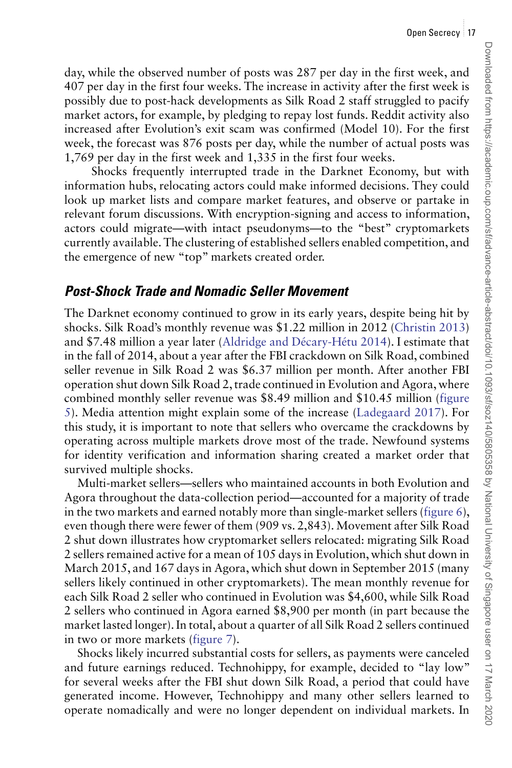day, while the observed number of posts was 287 per day in the first week, and 407 per day in the first four weeks. The increase in activity after the first week is possibly due to post-hack developments as Silk Road 2 staff struggled to pacify market actors, for example, by pledging to repay lost funds. Reddit activity also increased after Evolution's exit scam was confirmed (Model 10). For the first week, the forecast was 876 posts per day, while the number of actual posts was 1,769 per day in the first week and 1,335 in the first four weeks.

Shocks frequently interrupted trade in the Darknet Economy, but with information hubs, relocating actors could make informed decisions. They could look up market lists and compare market features, and observe or partake in relevant forum discussions. With encryption-signing and access to information, actors could migrate—with intact pseudonyms—to the "best" cryptomarkets currently available. The clustering of established sellers enabled competition, and the emergence of new "top" markets created order.

## Post-Shock Trade and Nomadic Seller Movement

The Darknet economy continued to grow in its early years, despite being hit by shocks. Silk Road's monthly revenue was $1.22 million in 2012 (Christin 2013) and $7.48 million a year later (Aldridge and Décary-Hétu 2014). I estimate that in the fall of 2014, about a year after the FBI crackdown on Silk Road, combined seller revenue in Silk Road 2 was $6.37 million per month. After another FBI operation shut down Silk Road 2, trade continued in Evolution and Agora, where combined monthly seller revenue was $8.49 million and $10.45 million (figure 5). Media attention might explain some of the increase (Ladegaard 2017). For this study, it is important to note that sellers who overcame the crackdowns by operating across multiple markets drove most of the trade. Newfound systems for identity verification and information sharing created a market order that survived multiple shocks.

Multi-market sellers—sellers who maintained accounts in both Evolution and Agora throughout the data-collection period—accounted for a majority of trade in the two markets and earned notably more than single-market sellers (figure 6), even though there were fewer of them (909 vs. 2,843). Movement after Silk Road 2 shut down illustrates how cryptomarket sellers relocated: migrating Silk Road 2 sellers remained active for a mean of 105 days in Evolution, which shut down in March 2015, and 167 days in Agora, which shut down in September 2015 (many sellers likely continued in other cryptomarkets). The mean monthly revenue for each Silk Road 2 seller who continued in Evolution was $4,600, while Silk Road 2 sellers who continued in Agora earned $8,900 per month (in part because the market lasted longer). In total, about a quarter of all Silk Road 2 sellers continued in two or more markets (figure 7).

Shocks likely incurred substantial costs for sellers, as payments were canceled and future earnings reduced. Technohippy, for example, decided to "lay low" for several weeks after the FBI shut down Silk Road, a period that could have generated income. However, Technohippy and many other sellers learned to operate nomadically and were no longer dependent on individual markets. In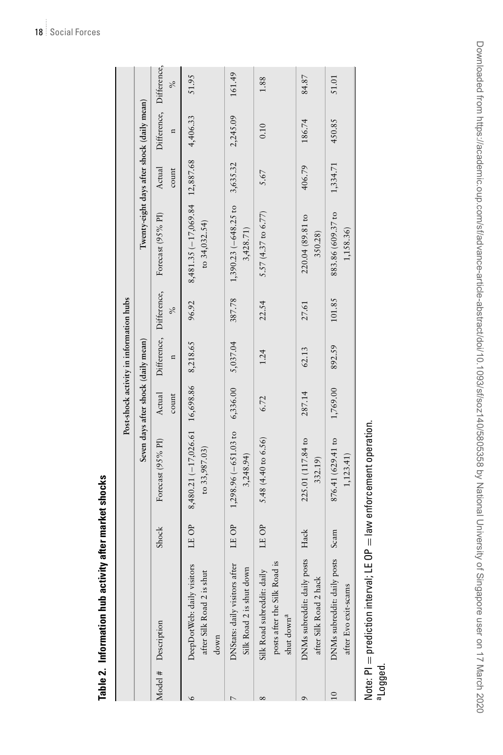**Table 2. Information hub activity after market shocks**

| Model # | Description | Shock | Post-shock activity in information hubs | | | | | | | |
|---|---|---|---|---|---|---|---|---|---|---|
| | | | Seven days after shock (daily mean) | | | | Twenty-eight days after shock (daily mean) | | | |
| | | | Forecast (95% PI) | Actual count | Difference, n | Difference, % | Forecast (95% PI) | Actual count | Difference, n | Difference, % |
| 6 | DeepDotWeb: daily visitors after Silk Road 2 is shut down | LE OP | 8,480.21 (−17,026.61 to 33,987.03) | 16,698.86 | 8,218.65 | 96.92 | 8,481.35 (−17,069.84 to 34,032.54) | 12,887.68 | 4,406.33 | 51.95 |
| 7 | DNStats: daily visitors after Silk Road 2 is shut down | LE OP | 1,298.96 (−651.03 to 3,248.94) | 6,336.00 | 5,037.04 | 387.78 | 1,390.23 (−648.25 to 3,428.71) | 3,635.32 | 2,245.09 | 161.49 |
| 8 | Silk Road subreddit: daily posts after the Silk Road is shut down[a] | LE OP | 5.48 (4.40 to 6.56) | 6.72 | 1.24 | 22.54 | 5.57 (4.37 to 6.77) | 5.67 | 0.10 | 1.88 |
| 9 | DNMs subreddit: daily posts after Silk Road 2 hack | Hack | 225.01 (117.84 to 332.19) | 287.14 | 62.13 | 27.61 | 220.04 (89.81 to 350.28) | 406.79 | 186.74 | 84.87 |
| 10 | DNMs subreddit: daily posts after Evo exit-scams | Scam | 876.41 (629.41 to 1,123.41) | 1,769.00 | 892.59 | 101.85 | 883.86 (609.37 to 1,158.36) | 1,334.71 | 450.85 | 51.01 |

Note: PI = prediction interval; LE OP = law enforcement operation.
[a]Logged.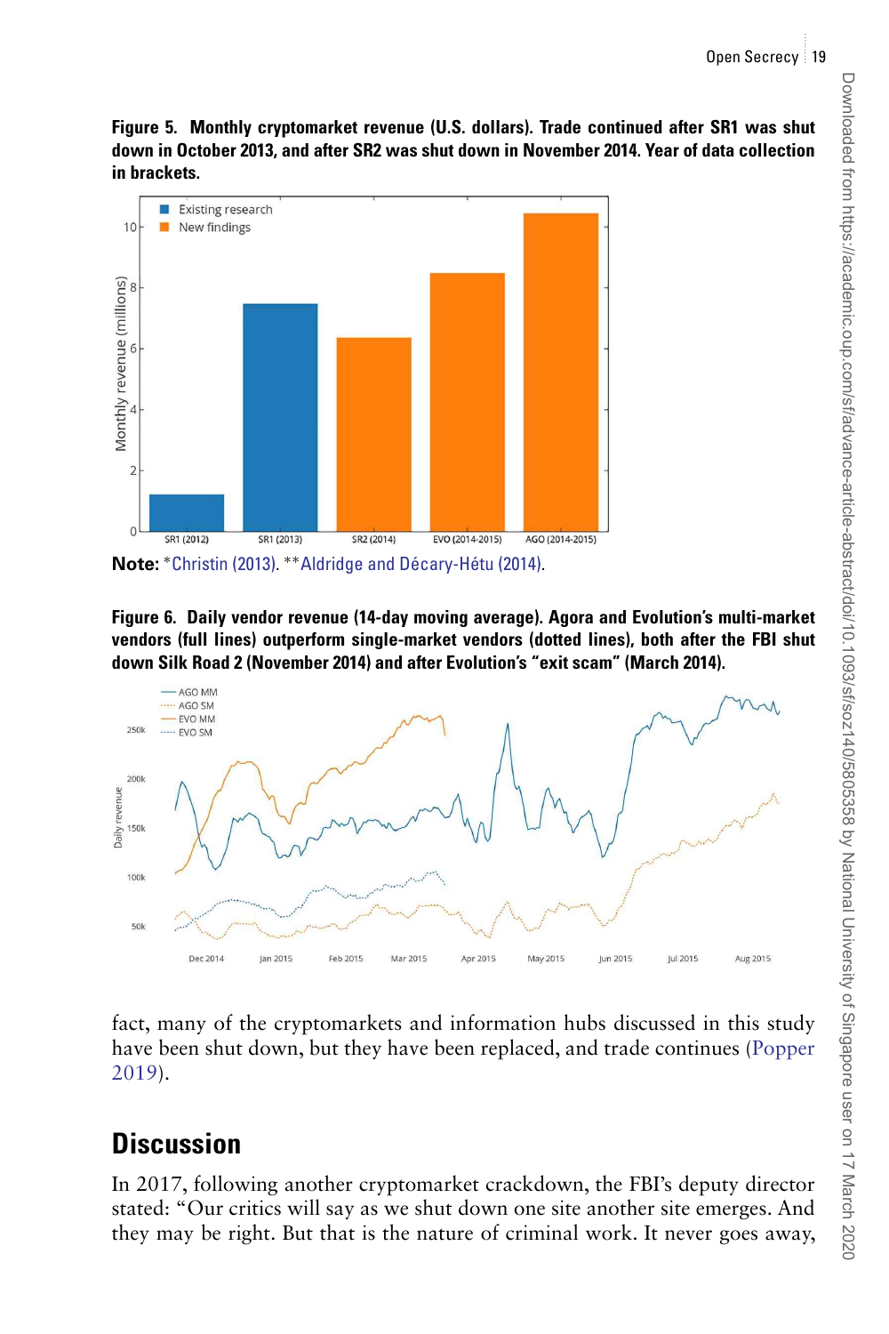**Figure 5. Monthly cryptomarket revenue (U.S. dollars). Trade continued after SR1 was shut down in October 2013, and after SR2 was shut down in November 2014. Year of data collection in brackets.**

**Note:** *Christin (2013). **Aldridge and Décary-Hétu (2014).

**Figure 6. Daily vendor revenue (14-day moving average). Agora and Evolution's multi-market vendors (full lines) outperform single-market vendors (dotted lines), both after the FBI shut down Silk Road 2 (November 2014) and after Evolution's "exit scam" (March 2014).**

fact, many of the cryptomarkets and information hubs discussed in this study have been shut down, but they have been replaced, and trade continues (Popper 2019).

## Discussion

In 2017, following another cryptomarket crackdown, the FBI's deputy director stated: "Our critics will say as we shut down one site another site emerges. And they may be right. But that is the nature of criminal work. It never goes away,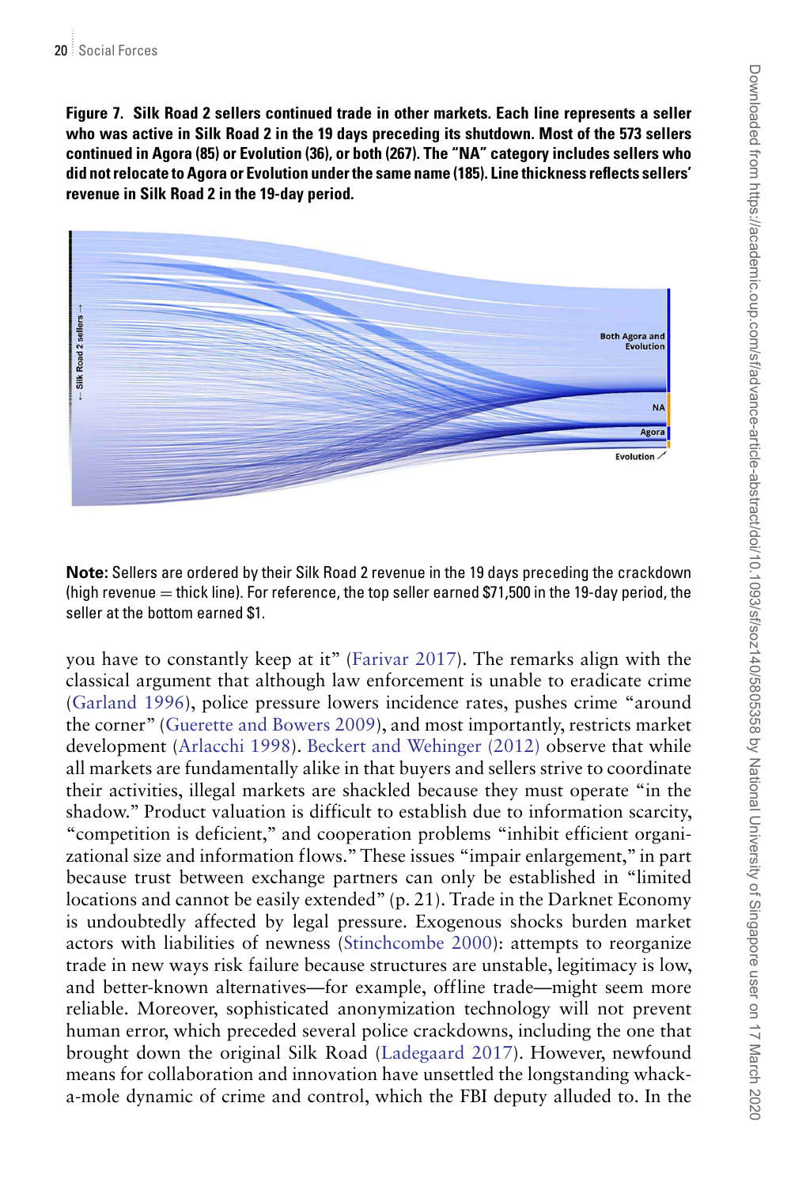**Figure 7. Silk Road 2 sellers continued trade in other markets. Each line represents a seller who was active in Silk Road 2 in the 19 days preceding its shutdown. Most of the 573 sellers continued in Agora (85) or Evolution (36), or both (267). The "NA" category includes sellers who did not relocate to Agora or Evolution under the same name (185). Line thickness reflects sellers' revenue in Silk Road 2 in the 19-day period.**

**Note:** Sellers are ordered by their Silk Road 2 revenue in the 19 days preceding the crackdown (high revenue = thick line). For reference, the top seller earned $71,500 in the 19-day period, the seller at the bottom earned $1.

you have to constantly keep at it" (Farivar 2017). The remarks align with the classical argument that although law enforcement is unable to eradicate crime (Garland 1996), police pressure lowers incidence rates, pushes crime "around the corner" (Guerette and Bowers 2009), and most importantly, restricts market development (Arlacchi 1998). Beckert and Wehinger (2012) observe that while all markets are fundamentally alike in that buyers and sellers strive to coordinate their activities, illegal markets are shackled because they must operate "in the shadow." Product valuation is difficult to establish due to information scarcity, "competition is deficient," and cooperation problems "inhibit efficient organizational size and information flows." These issues "impair enlargement," in part because trust between exchange partners can only be established in "limited locations and cannot be easily extended" (p. 21). Trade in the Darknet Economy is undoubtedly affected by legal pressure. Exogenous shocks burden market actors with liabilities of newness (Stinchcombe 2000): attempts to reorganize trade in new ways risk failure because structures are unstable, legitimacy is low, and better-known alternatives—for example, offline trade—might seem more reliable. Moreover, sophisticated anonymization technology will not prevent human error, which preceded several police crackdowns, including the one that brought down the original Silk Road (Ladegaard 2017). However, newfound means for collaboration and innovation have unsettled the longstanding whack-a-mole dynamic of crime and control, which the FBI deputy alluded to. In the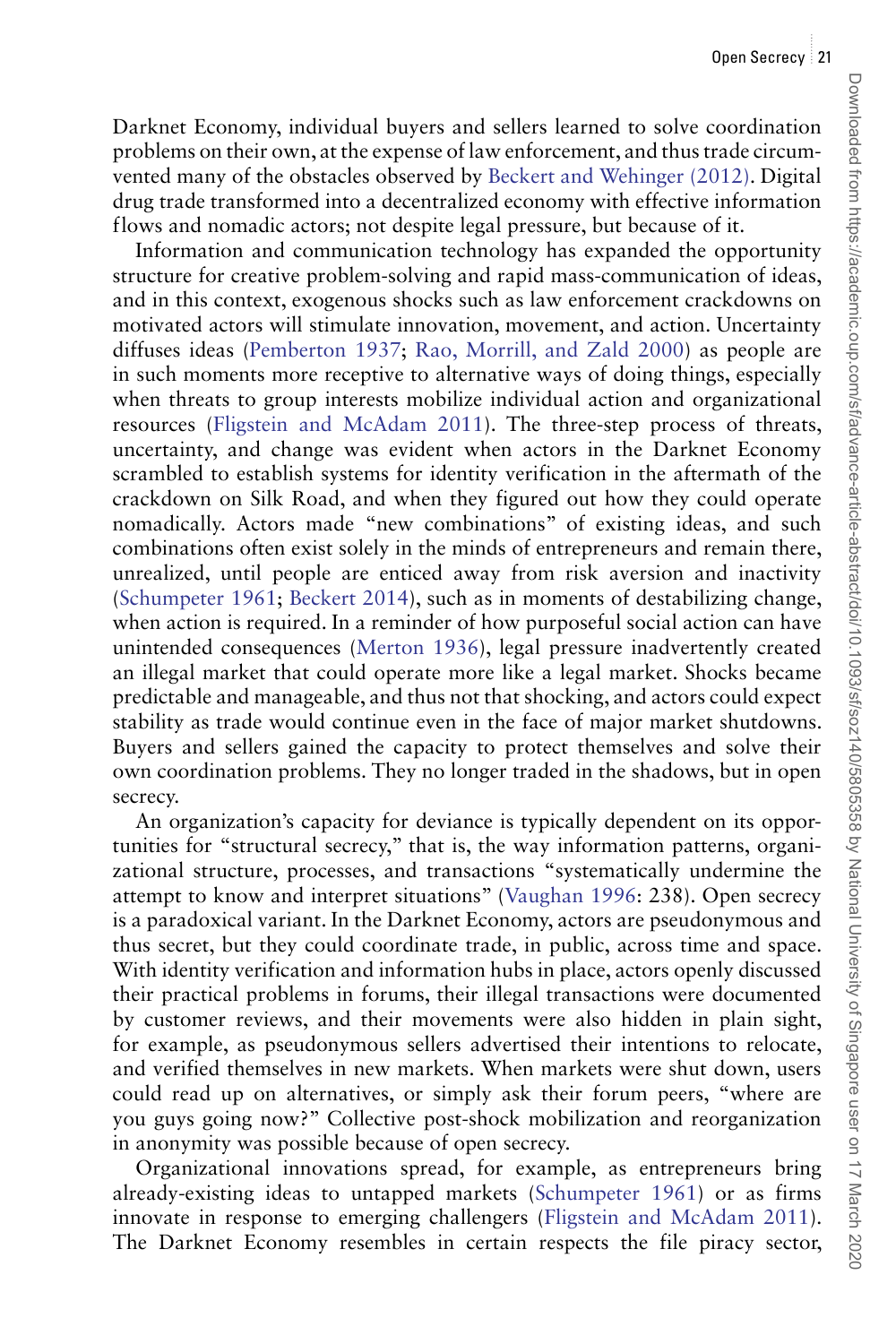Darknet Economy, individual buyers and sellers learned to solve coordination problems on their own, at the expense of law enforcement, and thus trade circumvented many of the obstacles observed by Beckert and Wehinger (2012). Digital drug trade transformed into a decentralized economy with effective information flows and nomadic actors; not despite legal pressure, but because of it.

Information and communication technology has expanded the opportunity structure for creative problem-solving and rapid mass-communication of ideas, and in this context, exogenous shocks such as law enforcement crackdowns on motivated actors will stimulate innovation, movement, and action. Uncertainty diffuses ideas (Pemberton 1937; Rao, Morrill, and Zald 2000) as people are in such moments more receptive to alternative ways of doing things, especially when threats to group interests mobilize individual action and organizational resources (Fligstein and McAdam 2011). The three-step process of threats, uncertainty, and change was evident when actors in the Darknet Economy scrambled to establish systems for identity verification in the aftermath of the crackdown on Silk Road, and when they figured out how they could operate nomadically. Actors made "new combinations" of existing ideas, and such combinations often exist solely in the minds of entrepreneurs and remain there, unrealized, until people are enticed away from risk aversion and inactivity (Schumpeter 1961; Beckert 2014), such as in moments of destabilizing change, when action is required. In a reminder of how purposeful social action can have unintended consequences (Merton 1936), legal pressure inadvertently created an illegal market that could operate more like a legal market. Shocks became predictable and manageable, and thus not that shocking, and actors could expect stability as trade would continue even in the face of major market shutdowns. Buyers and sellers gained the capacity to protect themselves and solve their own coordination problems. They no longer traded in the shadows, but in open secrecy.

An organization's capacity for deviance is typically dependent on its opportunities for "structural secrecy," that is, the way information patterns, organizational structure, processes, and transactions "systematically undermine the attempt to know and interpret situations" (Vaughan 1996: 238). Open secrecy is a paradoxical variant. In the Darknet Economy, actors are pseudonymous and thus secret, but they could coordinate trade, in public, across time and space. With identity verification and information hubs in place, actors openly discussed their practical problems in forums, their illegal transactions were documented by customer reviews, and their movements were also hidden in plain sight, for example, as pseudonymous sellers advertised their intentions to relocate, and verified themselves in new markets. When markets were shut down, users could read up on alternatives, or simply ask their forum peers, "where are you guys going now?" Collective post-shock mobilization and reorganization in anonymity was possible because of open secrecy.

Organizational innovations spread, for example, as entrepreneurs bring already-existing ideas to untapped markets (Schumpeter 1961) or as firms innovate in response to emerging challengers (Fligstein and McAdam 2011). The Darknet Economy resembles in certain respects the file piracy sector,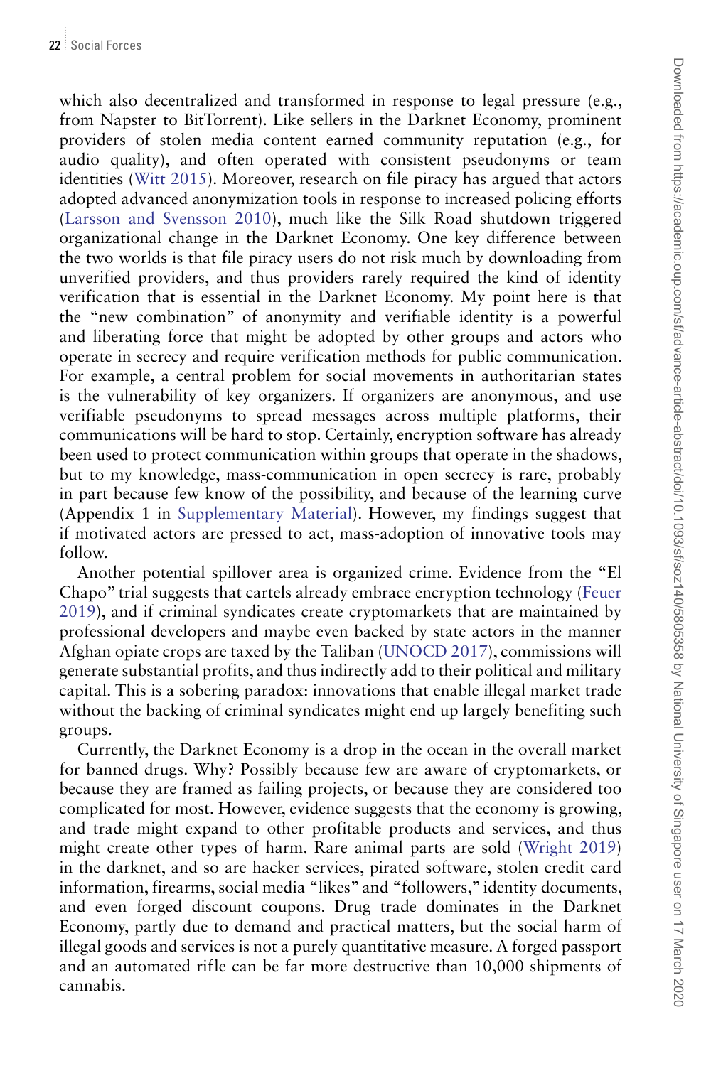which also decentralized and transformed in response to legal pressure (e.g., from Napster to BitTorrent). Like sellers in the Darknet Economy, prominent providers of stolen media content earned community reputation (e.g., for audio quality), and often operated with consistent pseudonyms or team identities (Witt 2015). Moreover, research on file piracy has argued that actors adopted advanced anonymization tools in response to increased policing efforts (Larsson and Svensson 2010), much like the Silk Road shutdown triggered organizational change in the Darknet Economy. One key difference between the two worlds is that file piracy users do not risk much by downloading from unverified providers, and thus providers rarely required the kind of identity verification that is essential in the Darknet Economy. My point here is that the "new combination" of anonymity and verifiable identity is a powerful and liberating force that might be adopted by other groups and actors who operate in secrecy and require verification methods for public communication. For example, a central problem for social movements in authoritarian states is the vulnerability of key organizers. If organizers are anonymous, and use verifiable pseudonyms to spread messages across multiple platforms, their communications will be hard to stop. Certainly, encryption software has already been used to protect communication within groups that operate in the shadows, but to my knowledge, mass-communication in open secrecy is rare, probably in part because few know of the possibility, and because of the learning curve (Appendix 1 in Supplementary Material). However, my findings suggest that if motivated actors are pressed to act, mass-adoption of innovative tools may follow.

Another potential spillover area is organized crime. Evidence from the "El Chapo" trial suggests that cartels already embrace encryption technology (Feuer 2019), and if criminal syndicates create cryptomarkets that are maintained by professional developers and maybe even backed by state actors in the manner Afghan opiate crops are taxed by the Taliban (UNOCD 2017), commissions will generate substantial profits, and thus indirectly add to their political and military capital. This is a sobering paradox: innovations that enable illegal market trade without the backing of criminal syndicates might end up largely benefiting such groups.

Currently, the Darknet Economy is a drop in the ocean in the overall market for banned drugs. Why? Possibly because few are aware of cryptomarkets, or because they are framed as failing projects, or because they are considered too complicated for most. However, evidence suggests that the economy is growing, and trade might expand to other profitable products and services, and thus might create other types of harm. Rare animal parts are sold (Wright 2019) in the darknet, and so are hacker services, pirated software, stolen credit card information, firearms, social media "likes" and "followers," identity documents, and even forged discount coupons. Drug trade dominates in the Darknet Economy, partly due to demand and practical matters, but the social harm of illegal goods and services is not a purely quantitative measure. A forged passport and an automated rifle can be far more destructive than 10,000 shipments of cannabis.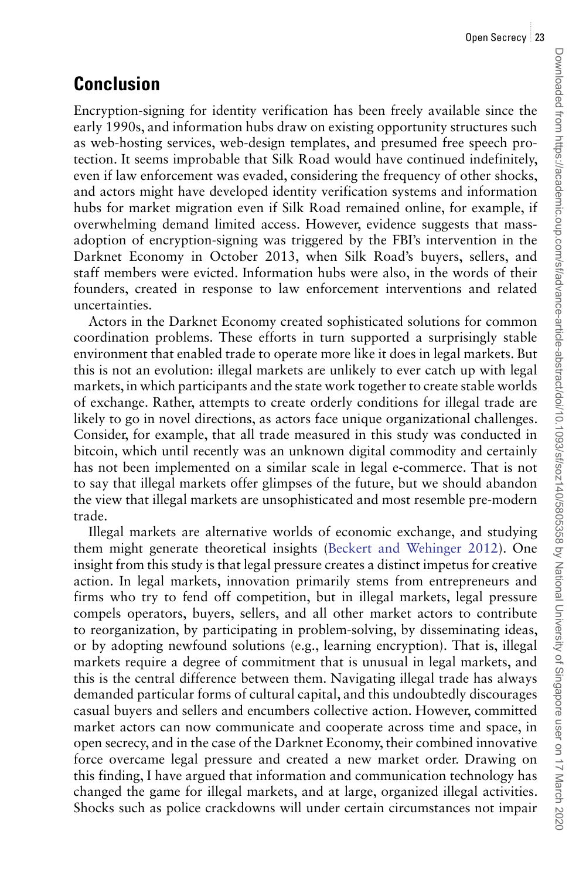## Conclusion

Encryption-signing for identity verification has been freely available since the early 1990s, and information hubs draw on existing opportunity structures such as web-hosting services, web-design templates, and presumed free speech protection. It seems improbable that Silk Road would have continued indefinitely, even if law enforcement was evaded, considering the frequency of other shocks, and actors might have developed identity verification systems and information hubs for market migration even if Silk Road remained online, for example, if overwhelming demand limited access. However, evidence suggests that mass-adoption of encryption-signing was triggered by the FBI's intervention in the Darknet Economy in October 2013, when Silk Road's buyers, sellers, and staff members were evicted. Information hubs were also, in the words of their founders, created in response to law enforcement interventions and related uncertainties.

Actors in the Darknet Economy created sophisticated solutions for common coordination problems. These efforts in turn supported a surprisingly stable environment that enabled trade to operate more like it does in legal markets. But this is not an evolution: illegal markets are unlikely to ever catch up with legal markets, in which participants and the state work together to create stable worlds of exchange. Rather, attempts to create orderly conditions for illegal trade are likely to go in novel directions, as actors face unique organizational challenges. Consider, for example, that all trade measured in this study was conducted in bitcoin, which until recently was an unknown digital commodity and certainly has not been implemented on a similar scale in legal e-commerce. That is not to say that illegal markets offer glimpses of the future, but we should abandon the view that illegal markets are unsophisticated and most resemble pre-modern trade.

Illegal markets are alternative worlds of economic exchange, and studying them might generate theoretical insights (Beckert and Wehinger 2012). One insight from this study is that legal pressure creates a distinct impetus for creative action. In legal markets, innovation primarily stems from entrepreneurs and firms who try to fend off competition, but in illegal markets, legal pressure compels operators, buyers, sellers, and all other market actors to contribute to reorganization, by participating in problem-solving, by disseminating ideas, or by adopting newfound solutions (e.g., learning encryption). That is, illegal markets require a degree of commitment that is unusual in legal markets, and this is the central difference between them. Navigating illegal trade has always demanded particular forms of cultural capital, and this undoubtedly discourages casual buyers and sellers and encumbers collective action. However, committed market actors can now communicate and cooperate across time and space, in open secrecy, and in the case of the Darknet Economy, their combined innovative force overcame legal pressure and created a new market order. Drawing on this finding, I have argued that information and communication technology has changed the game for illegal markets, and at large, organized illegal activities. Shocks such as police crackdowns will under certain circumstances not impair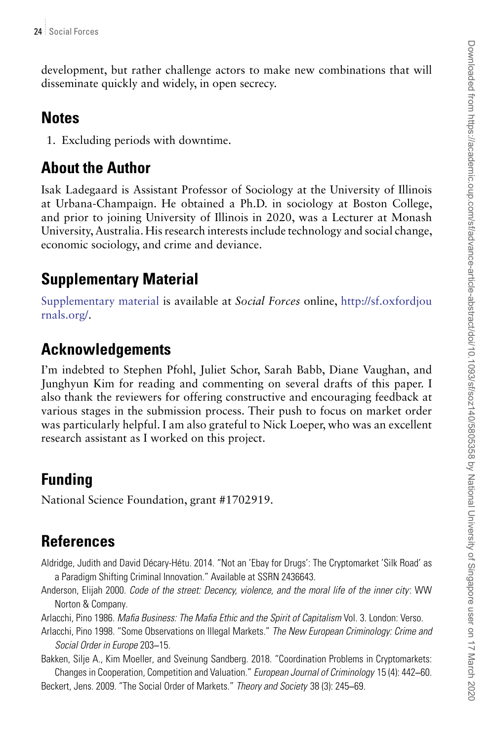development, but rather challenge actors to make new combinations that will disseminate quickly and widely, in open secrecy.

## Notes

1. Excluding periods with downtime.

## About the Author

Isak Ladegaard is Assistant Professor of Sociology at the University of Illinois at Urbana-Champaign. He obtained a Ph.D. in sociology at Boston College, and prior to joining University of Illinois in 2020, was a Lecturer at Monash University, Australia. His research interests include technology and social change, economic sociology, and crime and deviance.

## Supplementary Material

Supplementary material is available at *Social Forces* online, http://sf.oxfordjournals.org/.

## Acknowledgements

I'm indebted to Stephen Pfohl, Juliet Schor, Sarah Babb, Diane Vaughan, and Junghyun Kim for reading and commenting on several drafts of this paper. I also thank the reviewers for offering constructive and encouraging feedback at various stages in the submission process. Their push to focus on market order was particularly helpful. I am also grateful to Nick Loeper, who was an excellent research assistant as I worked on this project.

## Funding

National Science Foundation, grant #1702919.

## References

Aldridge, Judith and David Décary-Hétu. 2014. "Not an 'Ebay for Drugs': The Cryptomarket 'Silk Road' as a Paradigm Shifting Criminal Innovation." Available at SSRN 2436643.

Anderson, Elijah 2000. *Code of the street: Decency, violence, and the moral life of the inner city*: WW Norton & Company.

Arlacchi, Pino 1986. *Mafia Business: The Mafia Ethic and the Spirit of Capitalism* Vol. 3. London: Verso.

Arlacchi, Pino 1998. "Some Observations on Illegal Markets." *The New European Criminology: Crime and Social Order in Europe* 203–15.

Bakken, Silje A., Kim Moeller, and Sveinung Sandberg. 2018. "Coordination Problems in Cryptomarkets: Changes in Cooperation, Competition and Valuation." *European Journal of Criminology* 15 (4): 442–60.

Beckert, Jens. 2009. "The Social Order of Markets." *Theory and Society* 38 (3): 245–69.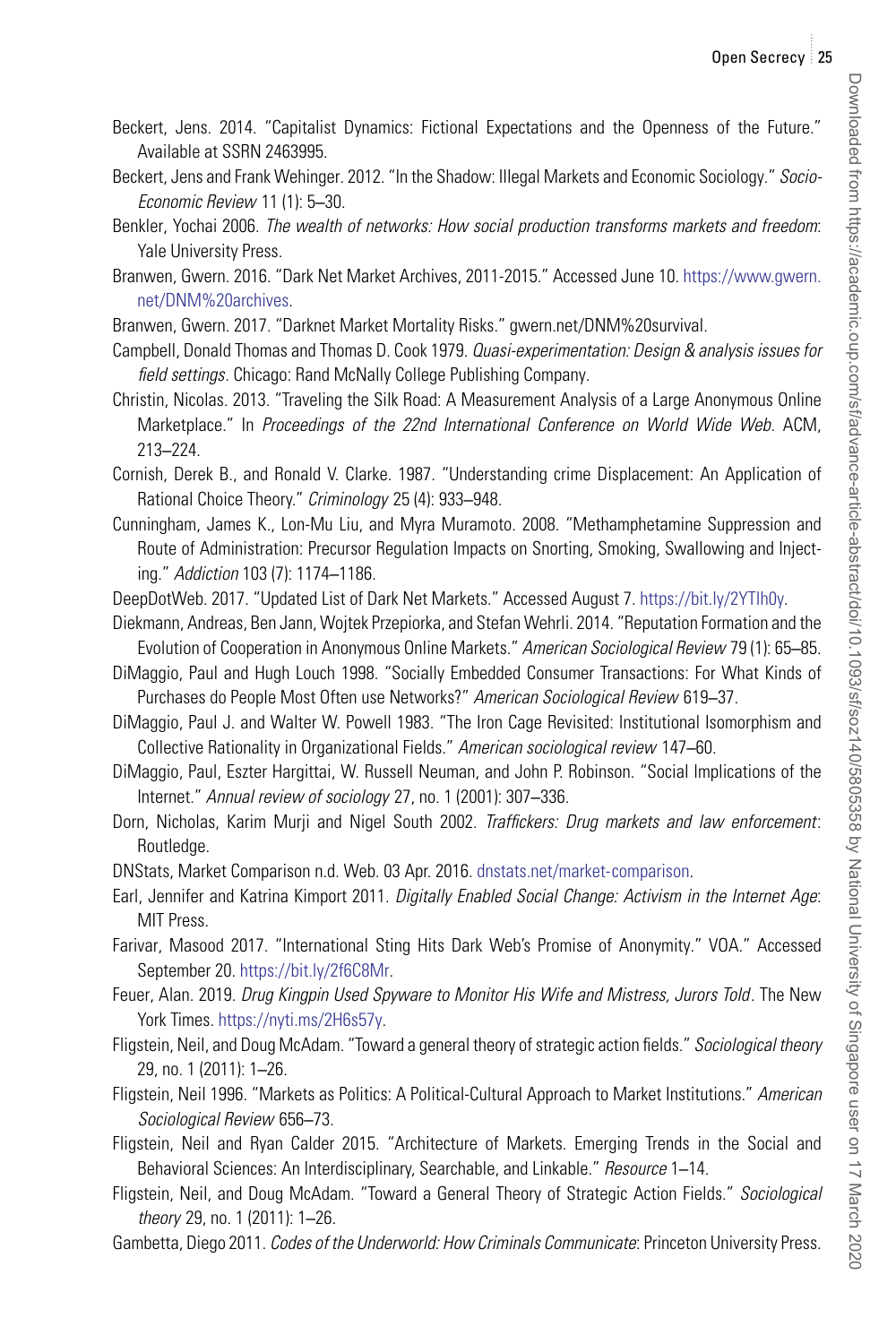Beckert, Jens. 2014. "Capitalist Dynamics: Fictional Expectations and the Openness of the Future." Available at SSRN 2463995.

Beckert, Jens and Frank Wehinger. 2012. "In the Shadow: Illegal Markets and Economic Sociology." *Socio-Economic Review* 11 (1): 5–30.

Benkler, Yochai 2006. *The wealth of networks: How social production transforms markets and freedom*: Yale University Press.

Branwen, Gwern. 2016. "Dark Net Market Archives, 2011-2015." Accessed June 10. https://www.gwern.net/DNM%20archives.

Branwen, Gwern. 2017. "Darknet Market Mortality Risks." gwern.net/DNM%20survival.

Campbell, Donald Thomas and Thomas D. Cook 1979. *Quasi-experimentation: Design & analysis issues for field settings*. Chicago: Rand McNally College Publishing Company.

Christin, Nicolas. 2013. "Traveling the Silk Road: A Measurement Analysis of a Large Anonymous Online Marketplace." In *Proceedings of the 22nd International Conference on World Wide Web*. ACM, 213–224.

Cornish, Derek B., and Ronald V. Clarke. 1987. "Understanding crime Displacement: An Application of Rational Choice Theory." *Criminology* 25 (4): 933–948.

Cunningham, James K., Lon-Mu Liu, and Myra Muramoto. 2008. "Methamphetamine Suppression and Route of Administration: Precursor Regulation Impacts on Snorting, Smoking, Swallowing and Injecting." *Addiction* 103 (7): 1174–1186.

DeepDotWeb. 2017. "Updated List of Dark Net Markets." Accessed August 7. https://bit.ly/2YTIh0y.

Diekmann, Andreas, Ben Jann, Wojtek Przepiorka, and Stefan Wehrli. 2014. "Reputation Formation and the Evolution of Cooperation in Anonymous Online Markets." *American Sociological Review* 79 (1): 65–85.

DiMaggio, Paul and Hugh Louch 1998. "Socially Embedded Consumer Transactions: For What Kinds of Purchases do People Most Often use Networks?" *American Sociological Review* 619–37.

DiMaggio, Paul J. and Walter W. Powell 1983. "The Iron Cage Revisited: Institutional Isomorphism and Collective Rationality in Organizational Fields." *American sociological review* 147–60.

DiMaggio, Paul, Eszter Hargittai, W. Russell Neuman, and John P. Robinson. "Social Implications of the Internet." *Annual review of sociology* 27, no. 1 (2001): 307–336.

Dorn, Nicholas, Karim Murji and Nigel South 2002. *Traffickers: Drug markets and law enforcement*: Routledge.

DNStats, Market Comparison n.d. Web. 03 Apr. 2016. dnstats.net/market-comparison.

Earl, Jennifer and Katrina Kimport 2011. *Digitally Enabled Social Change: Activism in the Internet Age*: MIT Press.

Farivar, Masood 2017. "International Sting Hits Dark Web's Promise of Anonymity." VOA." Accessed September 20. https://bit.ly/2f6C8Mr.

Feuer, Alan. 2019. *Drug Kingpin Used Spyware to Monitor His Wife and Mistress, Jurors Told*. The New York Times. https://nyti.ms/2H6s57y.

Fligstein, Neil, and Doug McAdam. "Toward a general theory of strategic action fields." *Sociological theory* 29, no. 1 (2011): 1–26.

Fligstein, Neil 1996. "Markets as Politics: A Political-Cultural Approach to Market Institutions." *American Sociological Review* 656–73.

Fligstein, Neil and Ryan Calder 2015. "Architecture of Markets. Emerging Trends in the Social and Behavioral Sciences: An Interdisciplinary, Searchable, and Linkable." *Resource* 1–14.

Fligstein, Neil, and Doug McAdam. "Toward a General Theory of Strategic Action Fields." *Sociological theory* 29, no. 1 (2011): 1–26.

Gambetta, Diego 2011. *Codes of the Underworld: How Criminals Communicate*: Princeton University Press.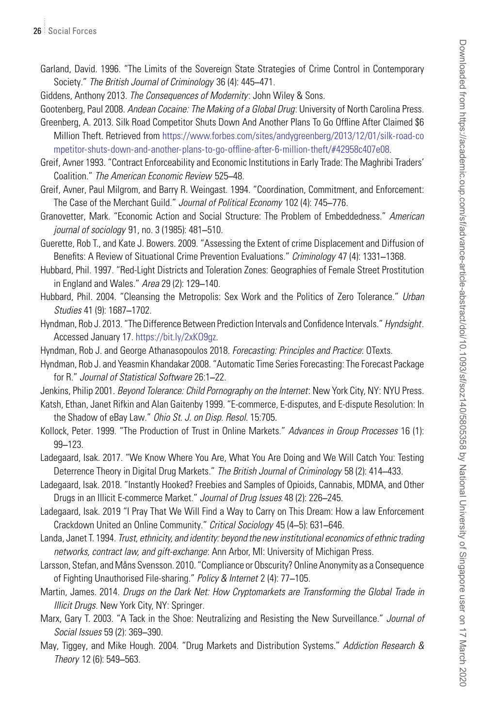Garland, David. 1996. "The Limits of the Sovereign State Strategies of Crime Control in Contemporary Society." *The British Journal of Criminology* 36 (4): 445–471.

Giddens, Anthony 2013. *The Consequences of Modernity*: John Wiley & Sons.

Gootenberg, Paul 2008. *Andean Cocaine: The Making of a Global Drug*: University of North Carolina Press.

Greenberg, A. 2013. Silk Road Competitor Shuts Down And Another Plans To Go Offline After Claimed $6 Million Theft. Retrieved from https://www.forbes.com/sites/andygreenberg/2013/12/01/silk-road-competitor-shuts-down-and-another-plans-to-go-offline-after-6-million-theft/#42958c407e08.

Greif, Avner 1993. "Contract Enforceability and Economic Institutions in Early Trade: The Maghribi Traders' Coalition." *The American Economic Review* 525–48.

Greif, Avner, Paul Milgrom, and Barry R. Weingast. 1994. "Coordination, Commitment, and Enforcement: The Case of the Merchant Guild." *Journal of Political Economy* 102 (4): 745–776.

Granovetter, Mark. "Economic Action and Social Structure: The Problem of Embeddedness." *American journal of sociology* 91, no. 3 (1985): 481–510.

Guerette, Rob T., and Kate J. Bowers. 2009. "Assessing the Extent of crime Displacement and Diffusion of Benefits: A Review of Situational Crime Prevention Evaluations." *Criminology* 47 (4): 1331–1368.

Hubbard, Phil. 1997. "Red-Light Districts and Toleration Zones: Geographies of Female Street Prostitution in England and Wales." *Area* 29 (2): 129–140.

Hubbard, Phil. 2004. "Cleansing the Metropolis: Sex Work and the Politics of Zero Tolerance." *Urban Studies* 41 (9): 1687–1702.

Hyndman, Rob J. 2013. "The Difference Between Prediction Intervals and Confidence Intervals." *Hyndsight*. Accessed January 17. https://bit.ly/2xKO9gz.

Hyndman, Rob J. and George Athanasopoulos 2018. *Forecasting: Principles and Practice*: OTexts.

Hyndman, Rob J. and Yeasmin Khandakar 2008. "Automatic Time Series Forecasting: The Forecast Package for R." *Journal of Statistical Software* 26:1–22.

Jenkins, Philip 2001. *Beyond Tolerance: Child Pornography on the Internet*: New York City, NY: NYU Press.

Katsh, Ethan, Janet Rifkin and Alan Gaitenby 1999. "E-commerce, E-disputes, and E-dispute Resolution: In the Shadow of eBay Law." *Ohio St. J. on Disp. Resol.* 15:705.

Kollock, Peter. 1999. "The Production of Trust in Online Markets." *Advances in Group Processes* 16 (1): 99–123.

Ladegaard, Isak. 2017. "We Know Where You Are, What You Are Doing and We Will Catch You: Testing Deterrence Theory in Digital Drug Markets." *The British Journal of Criminology* 58 (2): 414–433.

Ladegaard, Isak. 2018. "Instantly Hooked? Freebies and Samples of Opioids, Cannabis, MDMA, and Other Drugs in an Illicit E-commerce Market." *Journal of Drug Issues* 48 (2): 226–245.

Ladegaard, Isak. 2019 "I Pray That We Will Find a Way to Carry on This Dream: How a law Enforcement Crackdown United an Online Community." *Critical Sociology* 45 (4–5): 631–646.

Landa, Janet T. 1994. *Trust, ethnicity, and identity: beyond the new institutional economics of ethnic trading networks, contract law, and gift-exchange*: Ann Arbor, MI: University of Michigan Press.

Larsson, Stefan, and Måns Svensson. 2010. "Compliance or Obscurity? Online Anonymity as a Consequence of Fighting Unauthorised File-sharing." *Policy & Internet* 2 (4): 77–105.

Martin, James. 2014. *Drugs on the Dark Net: How Cryptomarkets are Transforming the Global Trade in Illicit Drugs*. New York City, NY: Springer.

Marx, Gary T. 2003. "A Tack in the Shoe: Neutralizing and Resisting the New Surveillance." *Journal of Social Issues* 59 (2): 369–390.

May, Tiggey, and Mike Hough. 2004. "Drug Markets and Distribution Systems." *Addiction Research & Theory* 12 (6): 549–563.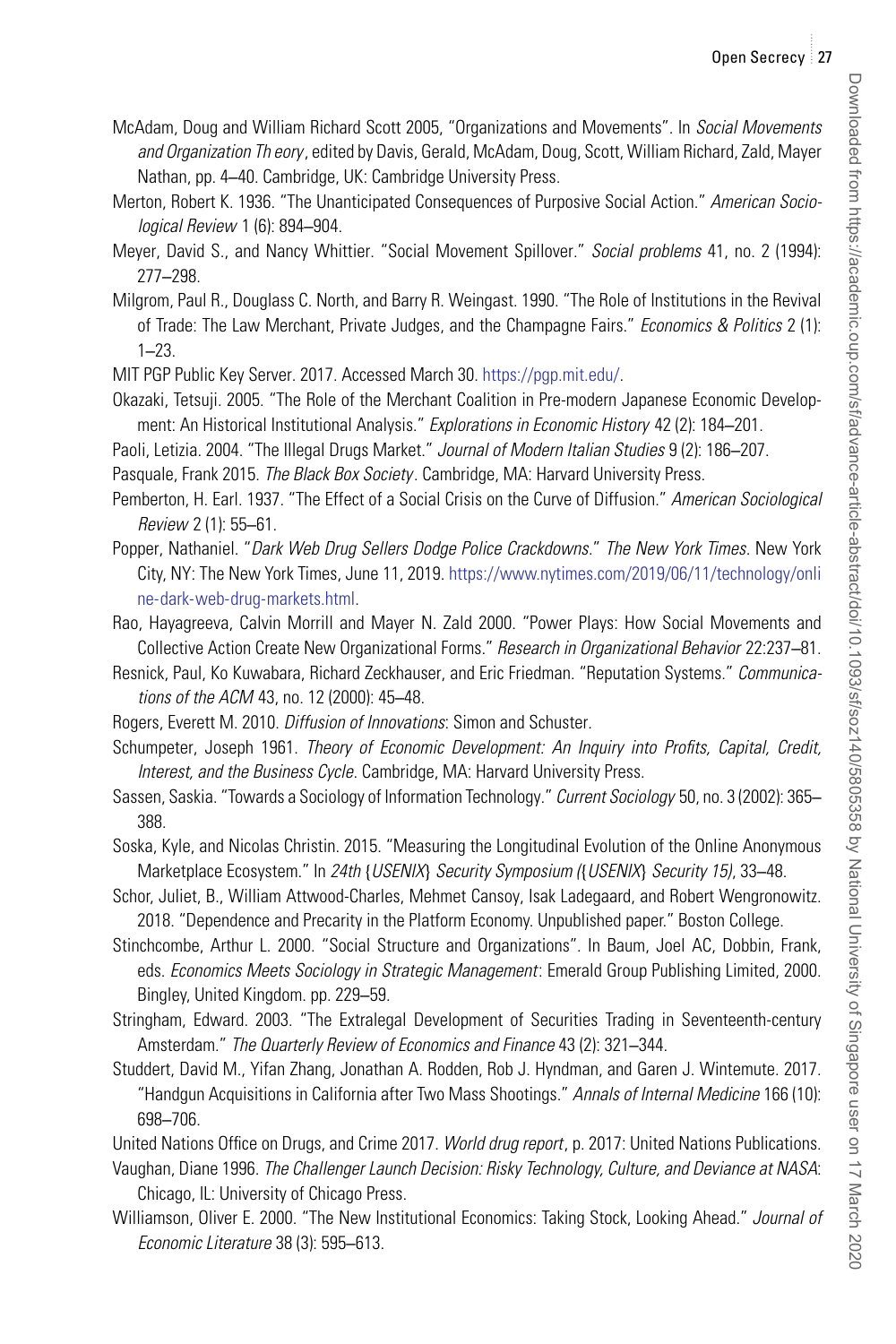McAdam, Doug and William Richard Scott 2005, "Organizations and Movements". In *Social Movements and Organization Th eory*, edited by Davis, Gerald, McAdam, Doug, Scott, William Richard, Zald, Mayer Nathan, pp. 4–40. Cambridge, UK: Cambridge University Press.

Merton, Robert K. 1936. "The Unanticipated Consequences of Purposive Social Action." *American Sociological Review* 1 (6): 894–904.

Meyer, David S., and Nancy Whittier. "Social Movement Spillover." *Social problems* 41, no. 2 (1994): 277–298.

Milgrom, Paul R., Douglass C. North, and Barry R. Weingast. 1990. "The Role of Institutions in the Revival of Trade: The Law Merchant, Private Judges, and the Champagne Fairs." *Economics & Politics* 2 (1): 1–23.

MIT PGP Public Key Server. 2017. Accessed March 30. https://pgp.mit.edu/.

Okazaki, Tetsuji. 2005. "The Role of the Merchant Coalition in Pre-modern Japanese Economic Development: An Historical Institutional Analysis." *Explorations in Economic History* 42 (2): 184–201.

Paoli, Letizia. 2004. "The Illegal Drugs Market." *Journal of Modern Italian Studies* 9 (2): 186–207.

Pasquale, Frank 2015. *The Black Box Society*. Cambridge, MA: Harvard University Press.

Pemberton, H. Earl. 1937. "The Effect of a Social Crisis on the Curve of Diffusion." *American Sociological Review* 2 (1): 55–61.

Popper, Nathaniel. "*Dark Web Drug Sellers Dodge Police Crackdowns*." *The New York Times*. New York City, NY: The New York Times, June 11, 2019. https://www.nytimes.com/2019/06/11/technology/online-dark-web-drug-markets.html.

Rao, Hayagreeva, Calvin Morrill and Mayer N. Zald 2000. "Power Plays: How Social Movements and Collective Action Create New Organizational Forms." *Research in Organizational Behavior* 22:237–81.

Resnick, Paul, Ko Kuwabara, Richard Zeckhauser, and Eric Friedman. "Reputation Systems." *Communications of the ACM* 43, no. 12 (2000): 45–48.

Rogers, Everett M. 2010. *Diffusion of Innovations*: Simon and Schuster.

Schumpeter, Joseph 1961. *Theory of Economic Development: An Inquiry into Profits, Capital, Credit, Interest, and the Business Cycle*. Cambridge, MA: Harvard University Press.

Sassen, Saskia. "Towards a Sociology of Information Technology." *Current Sociology* 50, no. 3 (2002): 365–388.

Soska, Kyle, and Nicolas Christin. 2015. "Measuring the Longitudinal Evolution of the Online Anonymous Marketplace Ecosystem." In *24th* {*USENIX*} *Security Symposium (*{*USENIX*} *Security 15)*, 33–48.

Schor, Juliet, B., William Attwood-Charles, Mehmet Cansoy, Isak Ladegaard, and Robert Wengronowitz. 2018. "Dependence and Precarity in the Platform Economy. Unpublished paper." Boston College.

Stinchcombe, Arthur L. 2000. "Social Structure and Organizations". In Baum, Joel AC, Dobbin, Frank, eds. *Economics Meets Sociology in Strategic Management*: Emerald Group Publishing Limited, 2000. Bingley, United Kingdom. pp. 229–59.

Stringham, Edward. 2003. "The Extralegal Development of Securities Trading in Seventeenth-century Amsterdam." *The Quarterly Review of Economics and Finance* 43 (2): 321–344.

Studdert, David M., Yifan Zhang, Jonathan A. Rodden, Rob J. Hyndman, and Garen J. Wintemute. 2017. "Handgun Acquisitions in California after Two Mass Shootings." *Annals of Internal Medicine* 166 (10): 698–706.

United Nations Office on Drugs, and Crime 2017. *World drug report*, p. 2017: United Nations Publications.

Vaughan, Diane 1996. *The Challenger Launch Decision: Risky Technology, Culture, and Deviance at NASA*: Chicago, IL: University of Chicago Press.

Williamson, Oliver E. 2000. "The New Institutional Economics: Taking Stock, Looking Ahead." *Journal of Economic Literature* 38 (3): 595–613.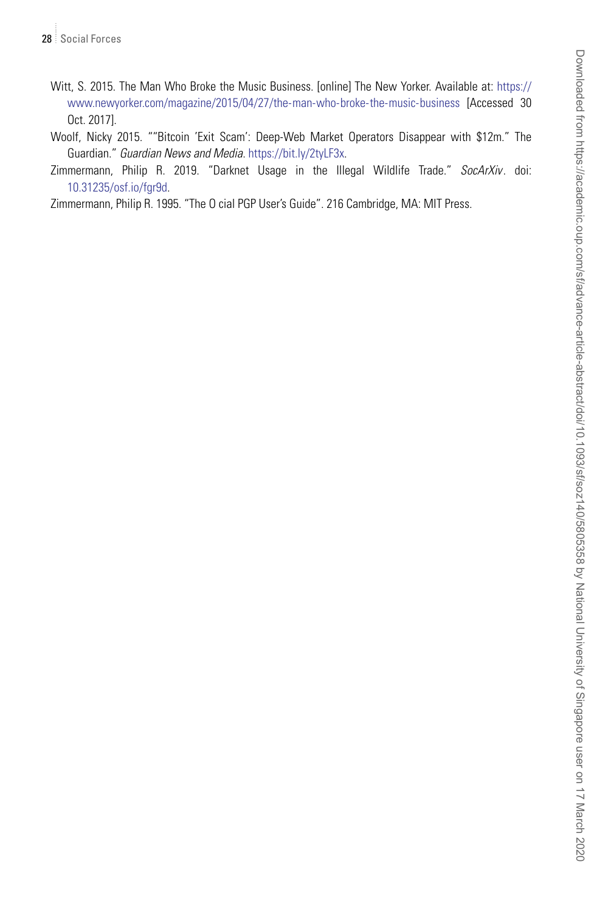Witt, S. 2015. The Man Who Broke the Music Business. [online] The New Yorker. Available at: https://www.newyorker.com/magazine/2015/04/27/the-man-who-broke-the-music-business [Accessed 30 Oct. 2017].

Woolf, Nicky 2015. ""Bitcoin 'Exit Scam': Deep-Web Market Operators Disappear with $12m." The Guardian." *Guardian News and Media.* https://bit.ly/2tyLF3x.

Zimmermann, Philip R. 2019. "Darknet Usage in the Illegal Wildlife Trade." *SocArXiv*. doi: 10.31235/osf.io/fgr9d.

Zimmermann, Philip R. 1995. "The O cial PGP User's Guide". 216 Cambridge, MA: MIT Press.